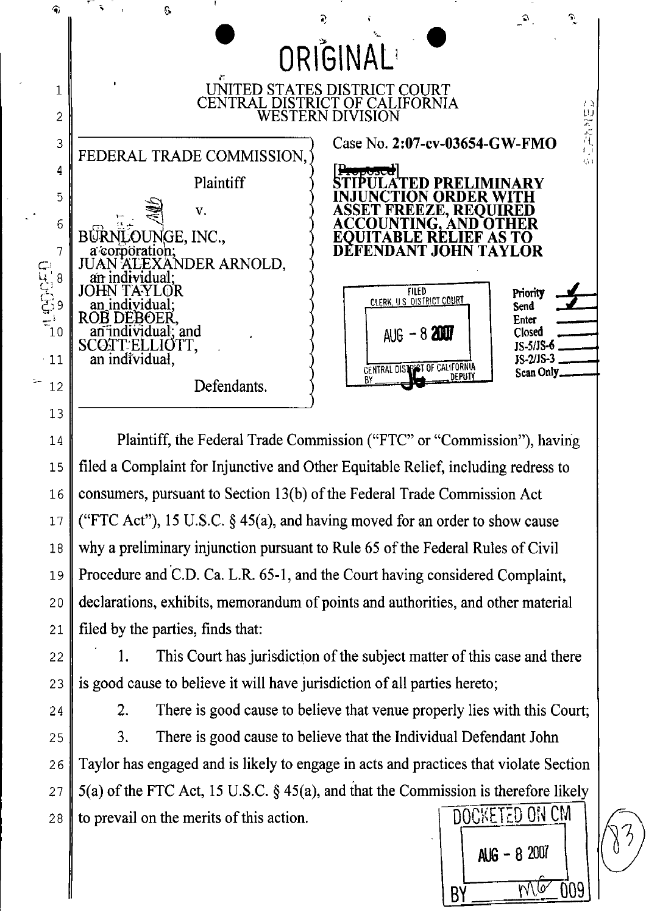ORIGINAL

UNITED STATES DISTRICT COURT
CENTRAL DISTRICT OF CALIFORNIA
WESTERN DIVISION

| | |
|---|---|
| FEDERAL TRADE COMMISSION, Plaintiff v. BURNLOUNGE, INC., a corporation; JUAN ALEXANDER ARNOLD, an individual; JOHN TAYLOR an individual; ROB DEBOER, an individual; and SCOTT ELLIOTT, an individual, Defendants. | Case No. **2:07-cv-03654-GW-FMO** **~~[Proposed]~~ STIPULATED PRELIMINARY INJUNCTION ORDER WITH ASSET FREEZE, REQUIRED ACCOUNTING, AND OTHER EQUITABLE RELIEF AS TO DEFENDANT JOHN TAYLOR** |

FILED
CLERK, U.S. DISTRICT COURT
AUG - 8 2007
CENTRAL DISTRICT OF CALIFORNIA
BY ____ DEPUTY

Priority ✓
Send ✓
Enter
Closed
JS-5/JS-6
JS-2/JS-3
Scan Only

Plaintiff, the Federal Trade Commission ("FTC" or "Commission"), having filed a Complaint for Injunctive and Other Equitable Relief, including redress to consumers, pursuant to Section 13(b) of the Federal Trade Commission Act ("FTC Act"), 15 U.S.C. § 45(a), and having moved for an order to show cause why a preliminary injunction pursuant to Rule 65 of the Federal Rules of Civil Procedure and C.D. Ca. L.R. 65-1, and the Court having considered Complaint, declarations, exhibits, memorandum of points and authorities, and other material filed by the parties, finds that:

1. This Court has jurisdiction of the subject matter of this case and there is good cause to believe it will have jurisdiction of all parties hereto;

2. There is good cause to believe that venue properly lies with this Court;

3. There is good cause to believe that the Individual Defendant John Taylor has engaged and is likely to engage in acts and practices that violate Section 5(a) of the FTC Act, 15 U.S.C. § 45(a), and that the Commission is therefore likely to prevail on the merits of this action.

DOCKETED ON CM
AUG - 8 2007
BY MG 009

83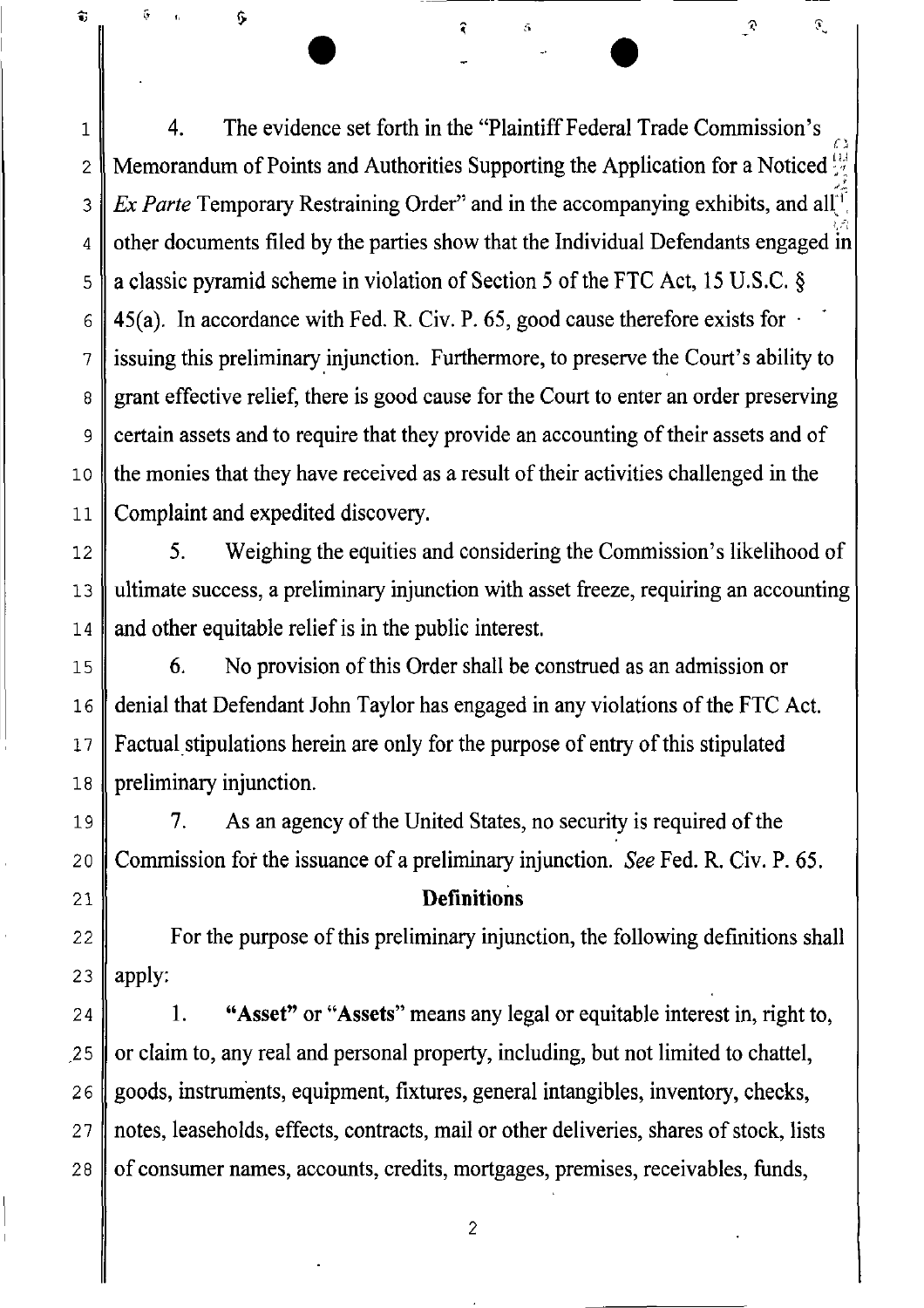4. The evidence set forth in the "Plaintiff Federal Trade Commission's Memorandum of Points and Authorities Supporting the Application for a Noticed *Ex Parte* Temporary Restraining Order" and in the accompanying exhibits, and all other documents filed by the parties show that the Individual Defendants engaged in a classic pyramid scheme in violation of Section 5 of the FTC Act, 15 U.S.C. § 45(a). In accordance with Fed. R. Civ. P. 65, good cause therefore exists for issuing this preliminary injunction. Furthermore, to preserve the Court's ability to grant effective relief, there is good cause for the Court to enter an order preserving certain assets and to require that they provide an accounting of their assets and of the monies that they have received as a result of their activities challenged in the Complaint and expedited discovery.

5. Weighing the equities and considering the Commission's likelihood of ultimate success, a preliminary injunction with asset freeze, requiring an accounting and other equitable relief is in the public interest.

6. No provision of this Order shall be construed as an admission or denial that Defendant John Taylor has engaged in any violations of the FTC Act. Factual stipulations herein are only for the purpose of entry of this stipulated preliminary injunction.

7. As an agency of the United States, no security is required of the Commission for the issuance of a preliminary injunction. *See* Fed. R. Civ. P. 65.

## Definitions

For the purpose of this preliminary injunction, the following definitions shall apply:

1. **"Asset"** or **"Assets"** means any legal or equitable interest in, right to, or claim to, any real and personal property, including, but not limited to chattel, goods, instruments, equipment, fixtures, general intangibles, inventory, checks, notes, leaseholds, effects, contracts, mail or other deliveries, shares of stock, lists of consumer names, accounts, credits, mortgages, premises, receivables, funds,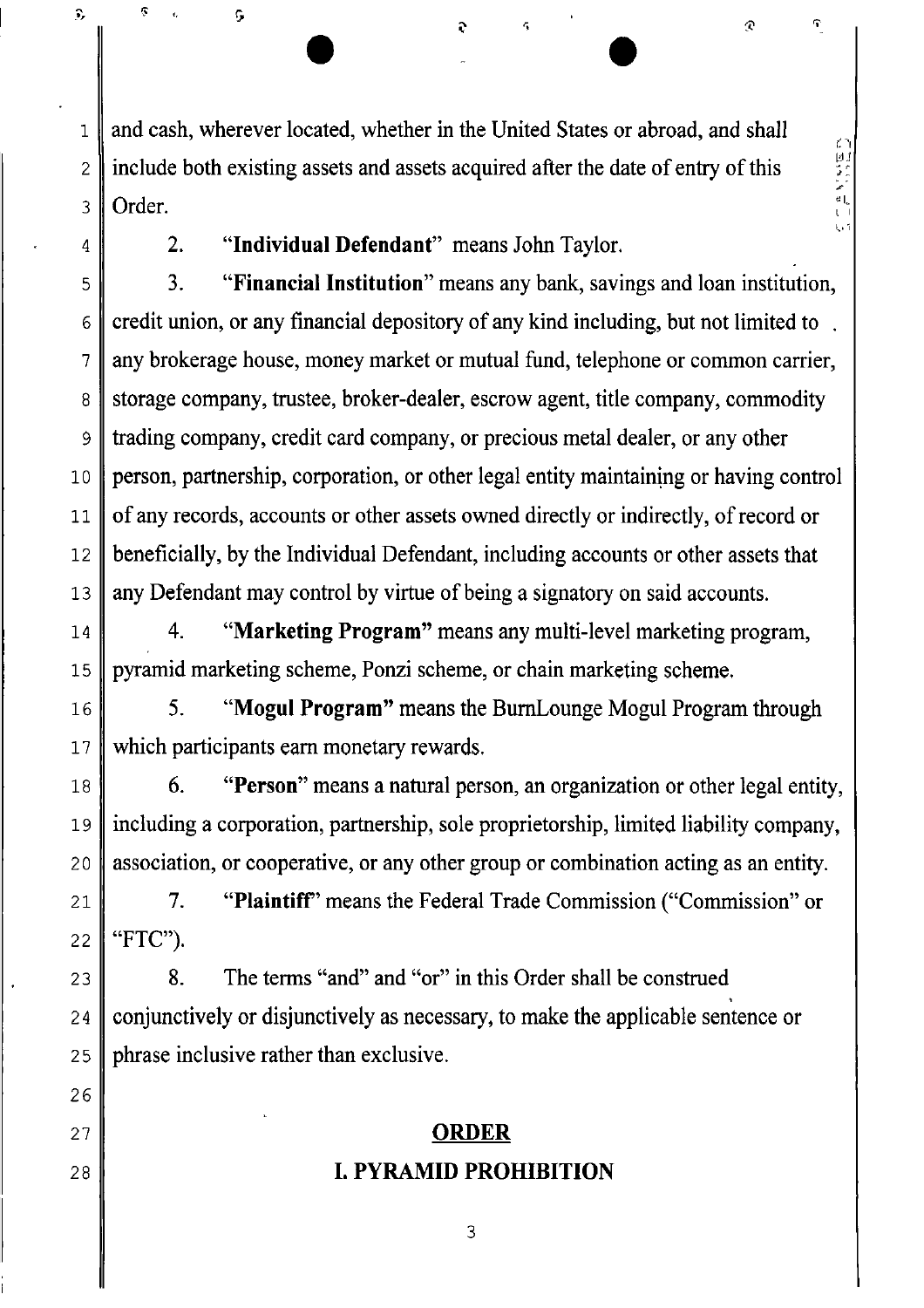and cash, wherever located, whether in the United States or abroad, and shall include both existing assets and assets acquired after the date of entry of this Order.

2. **"Individual Defendant"** means John Taylor.

3. **"Financial Institution"** means any bank, savings and loan institution, credit union, or any financial depository of any kind including, but not limited to any brokerage house, money market or mutual fund, telephone or common carrier, storage company, trustee, broker-dealer, escrow agent, title company, commodity trading company, credit card company, or precious metal dealer, or any other person, partnership, corporation, or other legal entity maintaining or having control of any records, accounts or other assets owned directly or indirectly, of record or beneficially, by the Individual Defendant, including accounts or other assets that any Defendant may control by virtue of being a signatory on said accounts.

4. **"Marketing Program"** means any multi-level marketing program, pyramid marketing scheme, Ponzi scheme, or chain marketing scheme.

5. **"Mogul Program"** means the BurnLounge Mogul Program through which participants earn monetary rewards.

6. **"Person"** means a natural person, an organization or other legal entity, including a corporation, partnership, sole proprietorship, limited liability company, association, or cooperative, or any other group or combination acting as an entity.

7. **"Plaintiff"** means the Federal Trade Commission ("Commission" or "FTC").

8. The terms "and" and "or" in this Order shall be construed conjunctively or disjunctively as necessary, to make the applicable sentence or phrase inclusive rather than exclusive.

## ORDER

## I. PYRAMID PROHIBITION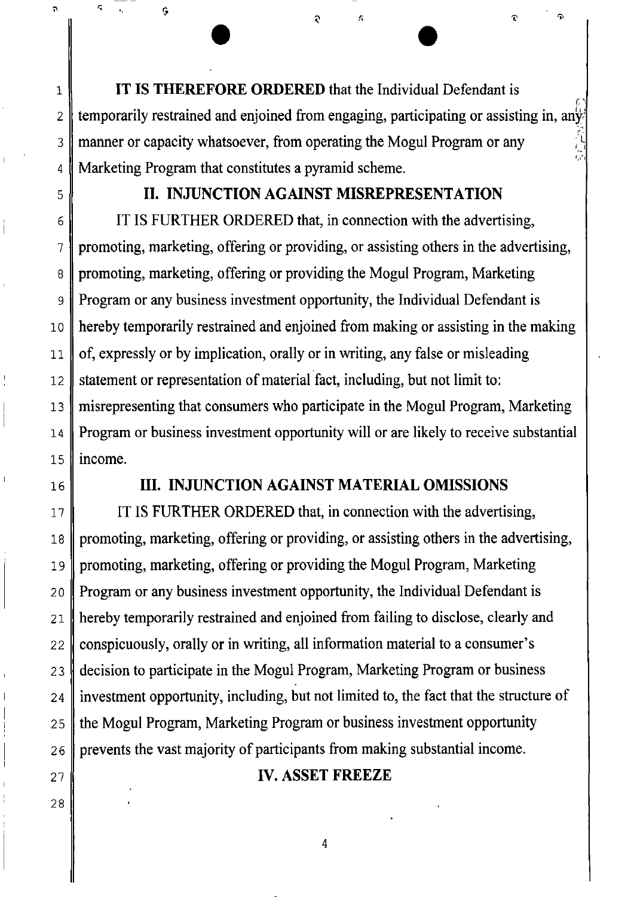**IT IS THEREFORE ORDERED** that the Individual Defendant is temporarily restrained and enjoined from engaging, participating or assisting in, any manner or capacity whatsoever, from operating the Mogul Program or any Marketing Program that constitutes a pyramid scheme.

## II. INJUNCTION AGAINST MISREPRESENTATION

IT IS FURTHER ORDERED that, in connection with the advertising, promoting, marketing, offering or providing, or assisting others in the advertising, promoting, marketing, offering or providing the Mogul Program, Marketing Program or any business investment opportunity, the Individual Defendant is hereby temporarily restrained and enjoined from making or assisting in the making of, expressly or by implication, orally or in writing, any false or misleading statement or representation of material fact, including, but not limit to: misrepresenting that consumers who participate in the Mogul Program, Marketing Program or business investment opportunity will or are likely to receive substantial income.

## III. INJUNCTION AGAINST MATERIAL OMISSIONS

IT IS FURTHER ORDERED that, in connection with the advertising, promoting, marketing, offering or providing, or assisting others in the advertising, promoting, marketing, offering or providing the Mogul Program, Marketing Program or any business investment opportunity, the Individual Defendant is hereby temporarily restrained and enjoined from failing to disclose, clearly and conspicuously, orally or in writing, all information material to a consumer's decision to participate in the Mogul Program, Marketing Program or business investment opportunity, including, but not limited to, the fact that the structure of the Mogul Program, Marketing Program or business investment opportunity prevents the vast majority of participants from making substantial income.

## IV. ASSET FREEZE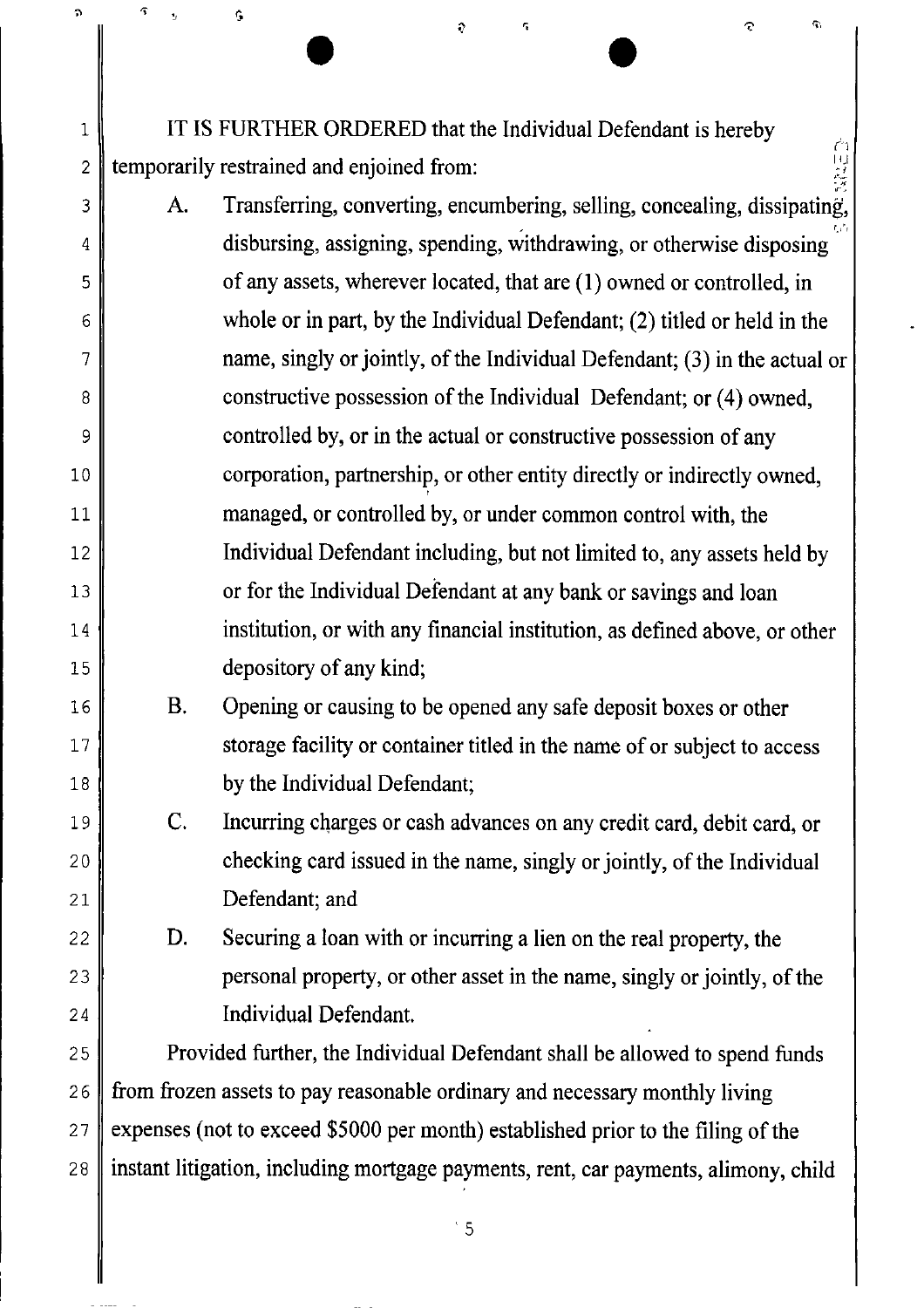IT IS FURTHER ORDERED that the Individual Defendant is hereby temporarily restrained and enjoined from:

A. Transferring, converting, encumbering, selling, concealing, dissipating, disbursing, assigning, spending, withdrawing, or otherwise disposing of any assets, wherever located, that are (1) owned or controlled, in whole or in part, by the Individual Defendant; (2) titled or held in the name, singly or jointly, of the Individual Defendant; (3) in the actual or constructive possession of the Individual Defendant; or (4) owned, controlled by, or in the actual or constructive possession of any corporation, partnership, or other entity directly or indirectly owned, managed, or controlled by, or under common control with, the Individual Defendant including, but not limited to, any assets held by or for the Individual Defendant at any bank or savings and loan institution, or with any financial institution, as defined above, or other depository of any kind;

B. Opening or causing to be opened any safe deposit boxes or other storage facility or container titled in the name of or subject to access by the Individual Defendant;

C. Incurring charges or cash advances on any credit card, debit card, or checking card issued in the name, singly or jointly, of the Individual Defendant; and

D. Securing a loan with or incurring a lien on the real property, the personal property, or other asset in the name, singly or jointly, of the Individual Defendant.

Provided further, the Individual Defendant shall be allowed to spend funds from frozen assets to pay reasonable ordinary and necessary monthly living expenses (not to exceed $5000 per month) established prior to the filing of the instant litigation, including mortgage payments, rent, car payments, alimony, child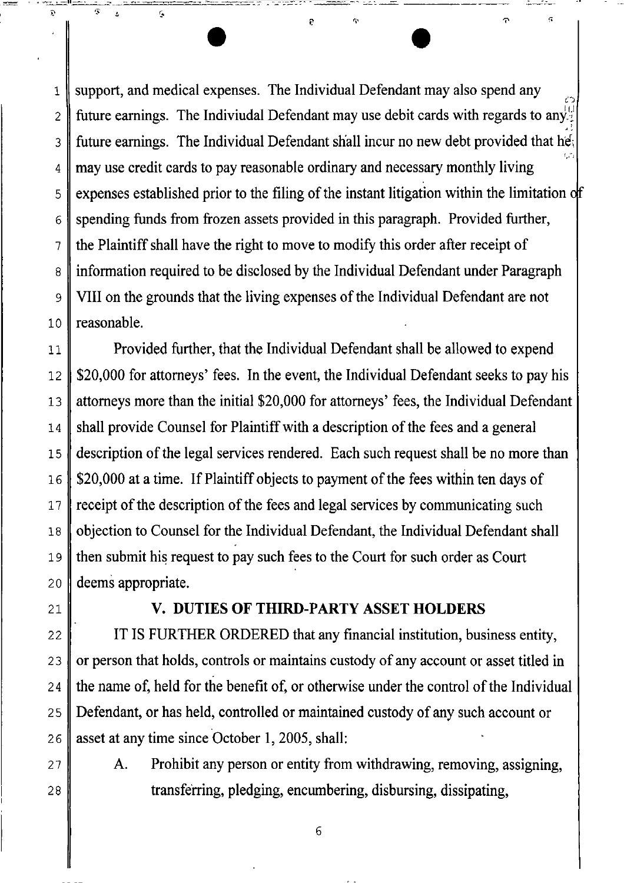support, and medical expenses. The Individual Defendant may also spend any future earnings. The Indiviudal Defendant may use debit cards with regards to any future earnings. The Individual Defendant shall incur no new debt provided that he may use credit cards to pay reasonable ordinary and necessary monthly living expenses established prior to the filing of the instant litigation within the limitation of spending funds from frozen assets provided in this paragraph. Provided further, the Plaintiff shall have the right to move to modify this order after receipt of information required to be disclosed by the Individual Defendant under Paragraph VIII on the grounds that the living expenses of the Individual Defendant are not reasonable.

Provided further, that the Individual Defendant shall be allowed to expend $20,000 for attorneys' fees. In the event, the Individual Defendant seeks to pay his attorneys more than the initial $20,000 for attorneys' fees, the Individual Defendant shall provide Counsel for Plaintiff with a description of the fees and a general description of the legal services rendered. Each such request shall be no more than $20,000 at a time. If Plaintiff objects to payment of the fees within ten days of receipt of the description of the fees and legal services by communicating such objection to Counsel for the Individual Defendant, the Individual Defendant shall then submit his request to pay such fees to the Court for such order as Court deems appropriate.

## V. DUTIES OF THIRD-PARTY ASSET HOLDERS

IT IS FURTHER ORDERED that any financial institution, business entity, or person that holds, controls or maintains custody of any account or asset titled in the name of, held for the benefit of, or otherwise under the control of the Individual Defendant, or has held, controlled or maintained custody of any such account or asset at any time since October 1, 2005, shall:

A. Prohibit any person or entity from withdrawing, removing, assigning, transferring, pledging, encumbering, disbursing, dissipating,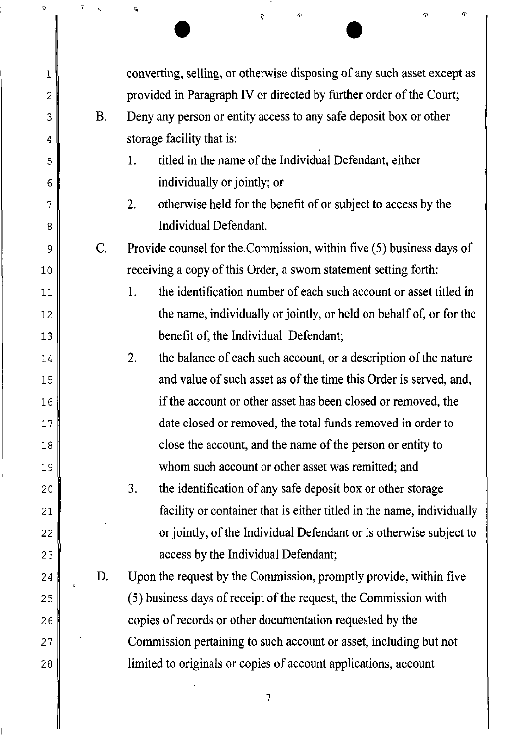converting, selling, or otherwise disposing of any such asset except as provided in Paragraph IV or directed by further order of the Court;

B. Deny any person or entity access to any safe deposit box or other storage facility that is:

   1. titled in the name of the Individual Defendant, either individually or jointly; or

   2. otherwise held for the benefit of or subject to access by the Individual Defendant.

C. Provide counsel for the Commission, within five (5) business days of receiving a copy of this Order, a sworn statement setting forth:

   1. the identification number of each such account or asset titled in the name, individually or jointly, or held on behalf of, or for the benefit of, the Individual Defendant;

   2. the balance of each such account, or a description of the nature and value of such asset as of the time this Order is served, and, if the account or other asset has been closed or removed, the date closed or removed, the total funds removed in order to close the account, and the name of the person or entity to whom such account or other asset was remitted; and

   3. the identification of any safe deposit box or other storage facility or container that is either titled in the name, individually or jointly, of the Individual Defendant or is otherwise subject to access by the Individual Defendant;

D. Upon the request by the Commission, promptly provide, within five (5) business days of receipt of the request, the Commission with copies of records or other documentation requested by the Commission pertaining to such account or asset, including but not limited to originals or copies of account applications, account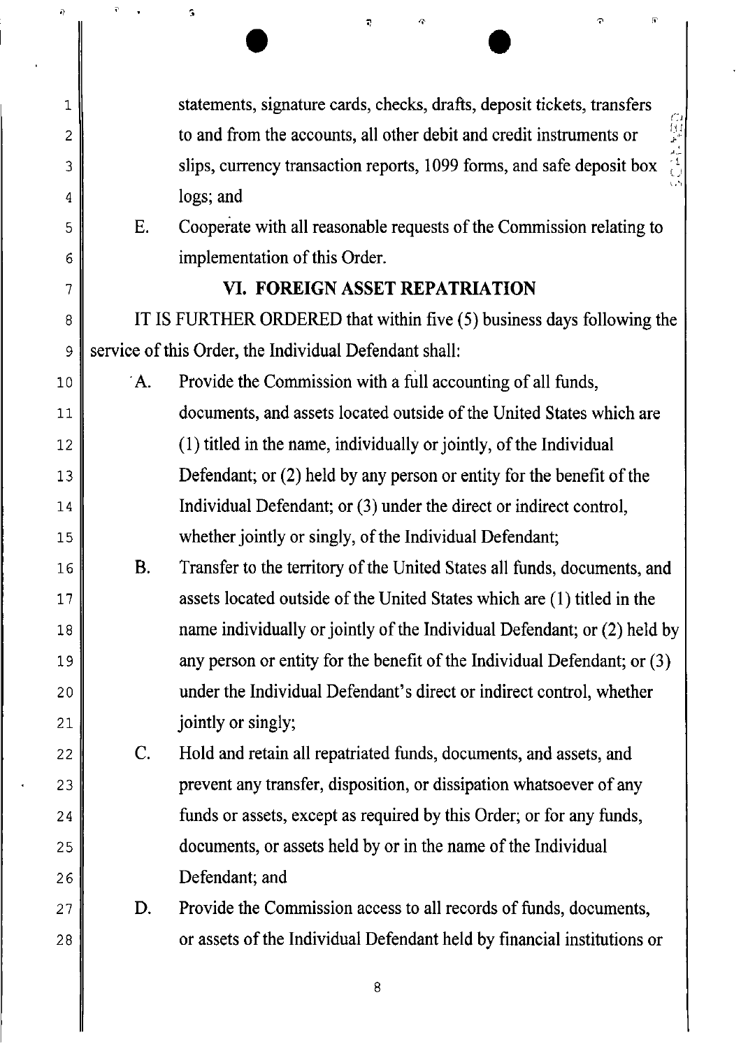statements, signature cards, checks, drafts, deposit tickets, transfers to and from the accounts, all other debit and credit instruments or slips, currency transaction reports, 1099 forms, and safe deposit box logs; and

E. Cooperate with all reasonable requests of the Commission relating to implementation of this Order.

## VI. FOREIGN ASSET REPATRIATION

IT IS FURTHER ORDERED that within five (5) business days following the service of this Order, the Individual Defendant shall:

A. Provide the Commission with a full accounting of all funds, documents, and assets located outside of the United States which are (1) titled in the name, individually or jointly, of the Individual Defendant; or (2) held by any person or entity for the benefit of the Individual Defendant; or (3) under the direct or indirect control, whether jointly or singly, of the Individual Defendant;

B. Transfer to the territory of the United States all funds, documents, and assets located outside of the United States which are (1) titled in the name individually or jointly of the Individual Defendant; or (2) held by any person or entity for the benefit of the Individual Defendant; or (3) under the Individual Defendant's direct or indirect control, whether jointly or singly;

C. Hold and retain all repatriated funds, documents, and assets, and prevent any transfer, disposition, or dissipation whatsoever of any funds or assets, except as required by this Order; or for any funds, documents, or assets held by or in the name of the Individual Defendant; and

D. Provide the Commission access to all records of funds, documents, or assets of the Individual Defendant held by financial institutions or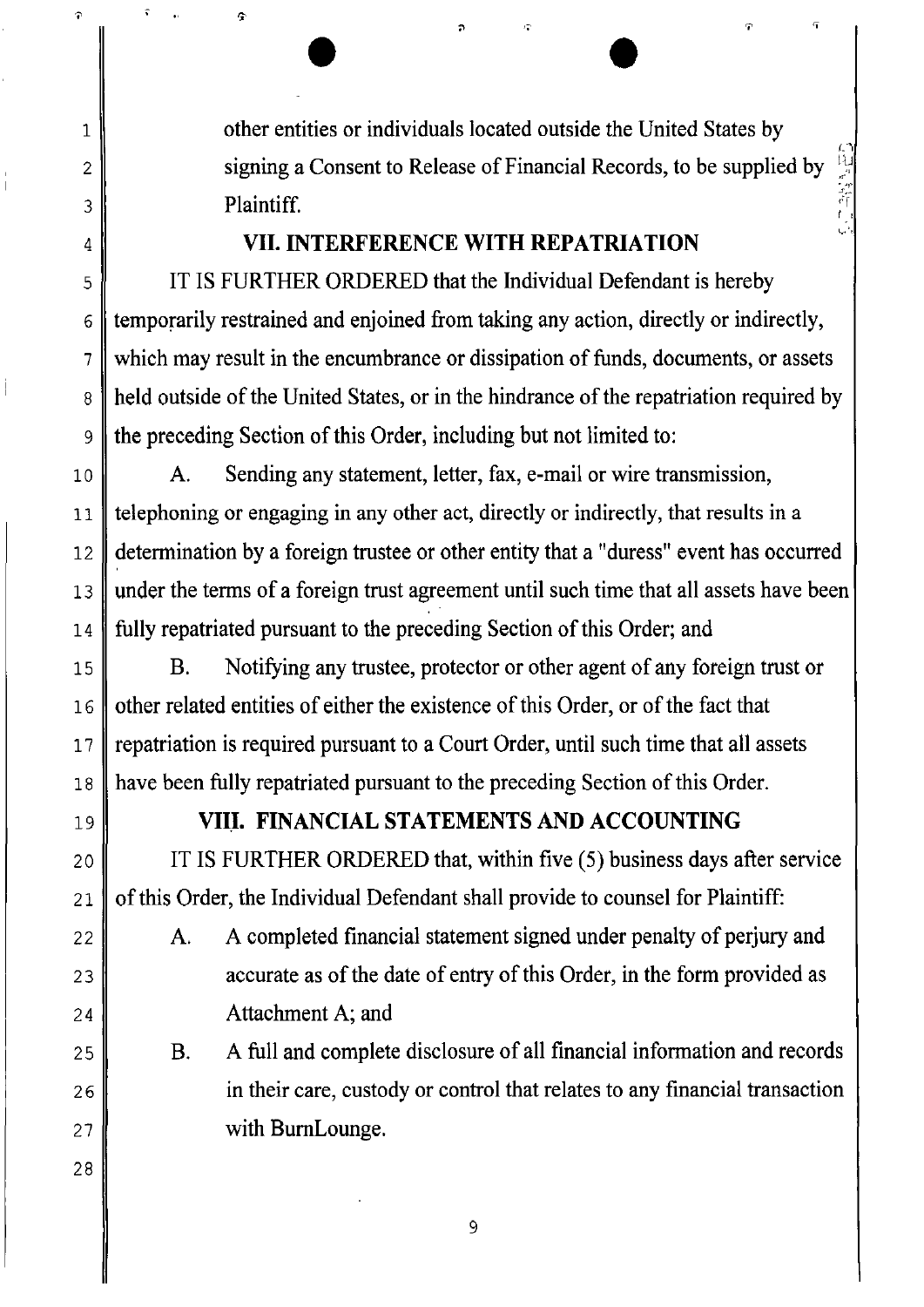other entities or individuals located outside the United States by signing a Consent to Release of Financial Records, to be supplied by Plaintiff.

## VII. INTERFERENCE WITH REPATRIATION

IT IS FURTHER ORDERED that the Individual Defendant is hereby temporarily restrained and enjoined from taking any action, directly or indirectly, which may result in the encumbrance or dissipation of funds, documents, or assets held outside of the United States, or in the hindrance of the repatriation required by the preceding Section of this Order, including but not limited to:

A. Sending any statement, letter, fax, e-mail or wire transmission, telephoning or engaging in any other act, directly or indirectly, that results in a determination by a foreign trustee or other entity that a "duress" event has occurred under the terms of a foreign trust agreement until such time that all assets have been fully repatriated pursuant to the preceding Section of this Order; and

B. Notifying any trustee, protector or other agent of any foreign trust or other related entities of either the existence of this Order, or of the fact that repatriation is required pursuant to a Court Order, until such time that all assets have been fully repatriated pursuant to the preceding Section of this Order.

## VIII. FINANCIAL STATEMENTS AND ACCOUNTING

IT IS FURTHER ORDERED that, within five (5) business days after service of this Order, the Individual Defendant shall provide to counsel for Plaintiff:

A. A completed financial statement signed under penalty of perjury and accurate as of the date of entry of this Order, in the form provided as Attachment A; and

B. A full and complete disclosure of all financial information and records in their care, custody or control that relates to any financial transaction with BurnLounge.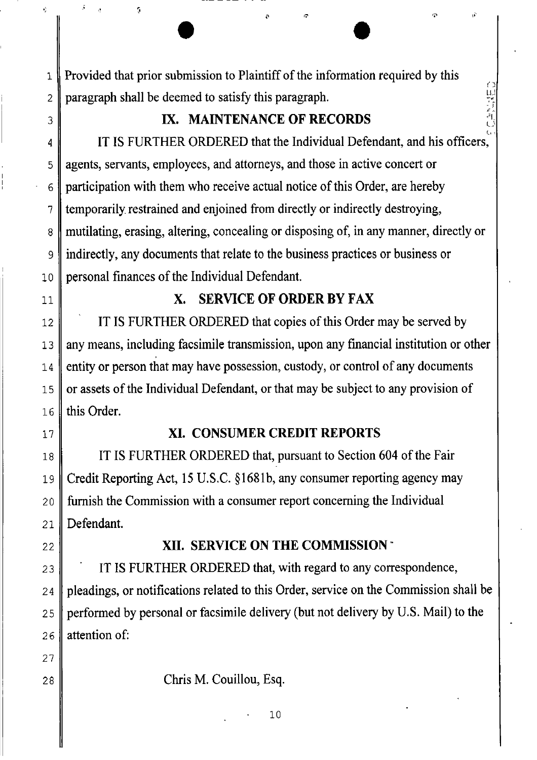Provided that prior submission to Plaintiff of the information required by this paragraph shall be deemed to satisfy this paragraph.

## IX. MAINTENANCE OF RECORDS

IT IS FURTHER ORDERED that the Individual Defendant, and his officers, agents, servants, employees, and attorneys, and those in active concert or participation with them who receive actual notice of this Order, are hereby temporarily restrained and enjoined from directly or indirectly destroying, mutilating, erasing, altering, concealing or disposing of, in any manner, directly or indirectly, any documents that relate to the business practices or business or personal finances of the Individual Defendant.

## X. SERVICE OF ORDER BY FAX

IT IS FURTHER ORDERED that copies of this Order may be served by any means, including facsimile transmission, upon any financial institution or other entity or person that may have possession, custody, or control of any documents or assets of the Individual Defendant, or that may be subject to any provision of this Order.

## XI. CONSUMER CREDIT REPORTS

IT IS FURTHER ORDERED that, pursuant to Section 604 of the Fair Credit Reporting Act, 15 U.S.C. §1681b, any consumer reporting agency may furnish the Commission with a consumer report concerning the Individual Defendant.

## XII. SERVICE ON THE COMMISSION

IT IS FURTHER ORDERED that, with regard to any correspondence, pleadings, or notifications related to this Order, service on the Commission shall be performed by personal or facsimile delivery (but not delivery by U.S. Mail) to the attention of:

Chris M. Couillou, Esq.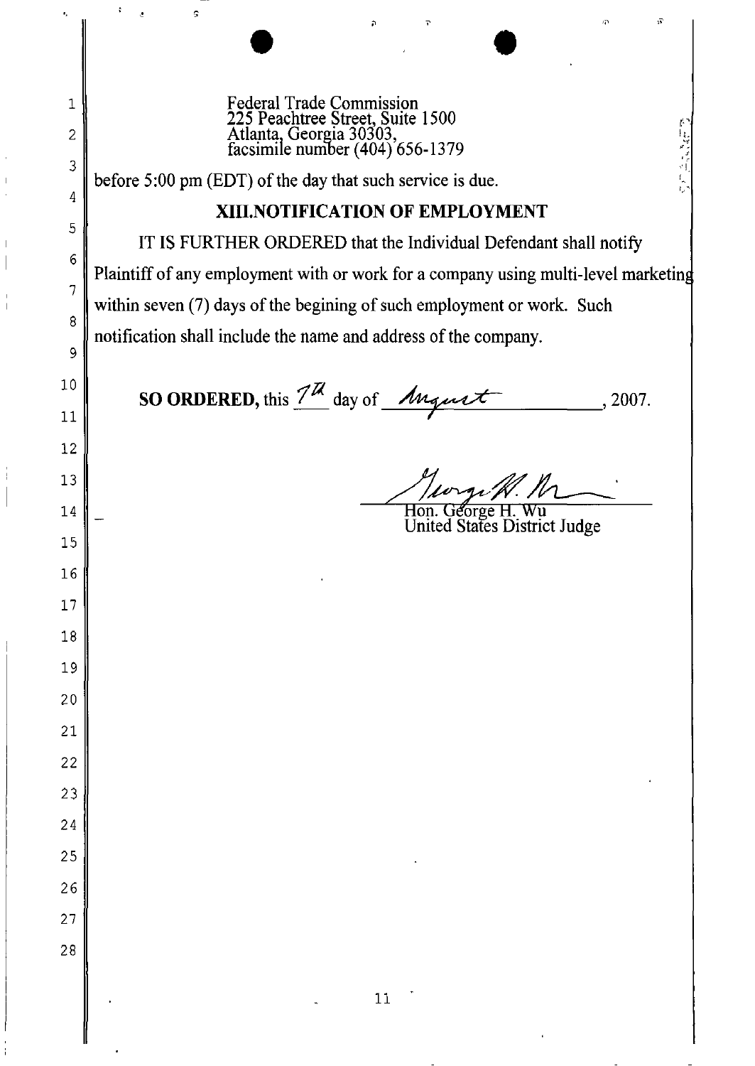Federal Trade Commission
225 Peachtree Street, Suite 1500
Atlanta, Georgia 30303,
facsimile number (404) 656-1379

before 5:00 pm (EDT) of the day that such service is due.

## XIII.NOTIFICATION OF EMPLOYMENT

IT IS FURTHER ORDERED that the Individual Defendant shall notify Plaintiff of any employment with or work for a company using multi-level marketing within seven (7) days of the begining of such employment or work. Such notification shall include the name and address of the company.

**SO ORDERED,** this 7th day of August, 2007.

Hon. George H. Wu
United States District Judge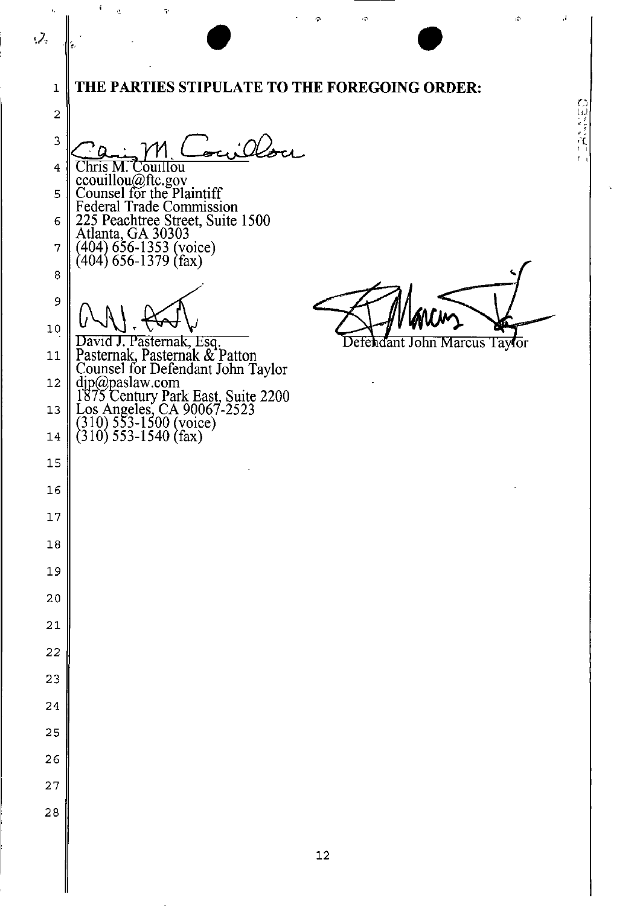**THE PARTIES STIPULATE TO THE FOREGOING ORDER:**

Chris M. Couillou
ccouillou@ftc.gov
Counsel for the Plaintiff
Federal Trade Commission
225 Peachtree Street, Suite 1500
Atlanta, GA 30303
(404) 656-1353 (voice)
(404) 656-1379 (fax)

David J. Pasternak, Esq.
Pasternak, Pasternak & Patton
Counsel for Defendant John Taylor
djp@paslaw.com
1875 Century Park East, Suite 2200
Los Angeles, CA 90067-2523
(310) 553-1500 (voice)
(310) 553-1540 (fax)

Defendant John Marcus Taylor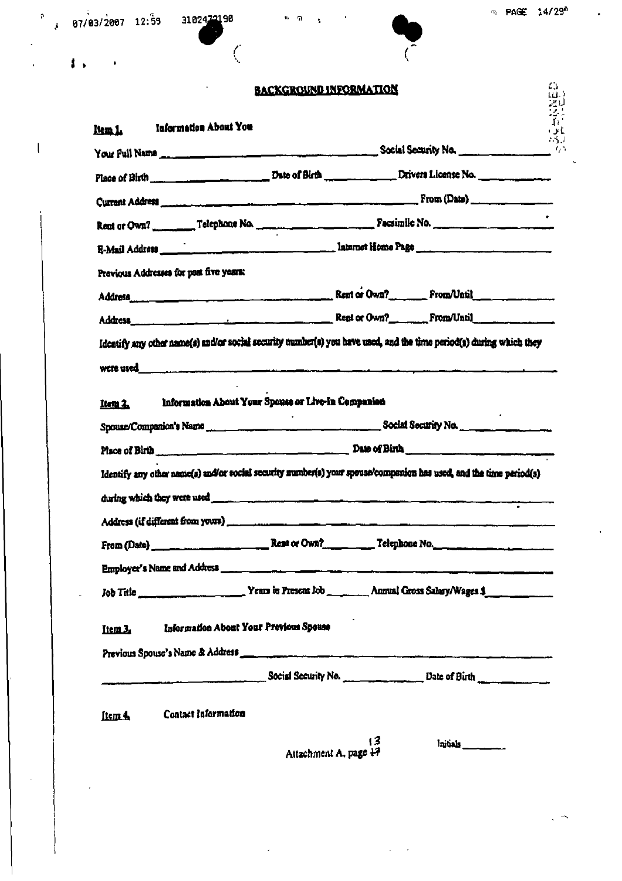## BACKGROUND INFORMATION

**Item 1. Information About You**

Your Full Name ______________________ Social Security No. ______________

Place of Birth ______________ Date of Birth ______________ Drivers License No. ______________

Current Address ______________________________ From (Date) ______________

Rent or Own? ________ Telephone No. ______________ Facsimile No. ______________

E-Mail Address ______________________ Internet Home Page ______________________

Previous Addresses for past five years:

Address ______________________________ Rent or Own? ______ From/Until ______________

Address ______________________________ Rent or Own? ______ From/Until ______________

Identify any other name(s) and/or social security number(s) you have used, and the time period(s) during which they were used ______________________________________________

**Item 2. Information About Your Spouse or Live-In Companion**

Spouse/Companion's Name ______________________ Social Security No. ______________

Place of Birth ______________________ Date of Birth ______________________

Identify any other name(s) and/or social security number(s) your spouse/companion has used, and the time period(s) during which they were used ______________________________________________

Address (if different from yours) ______________________________________________

From (Date) ______________ Rent or Own? ________ Telephone No. ______________

Employer's Name and Address ______________________________________________

Job Title ______________ Years in Present Job ________ Annual Gross Salary/Wages $ ______________

**Item 3. Information About Your Previous Spouse**

Previous Spouse's Name & Address ______________________________________________

______________________ Social Security No. ______________ Date of Birth ______________

**Item 4. Contact Information**

Attachment A, page 13

Initials ________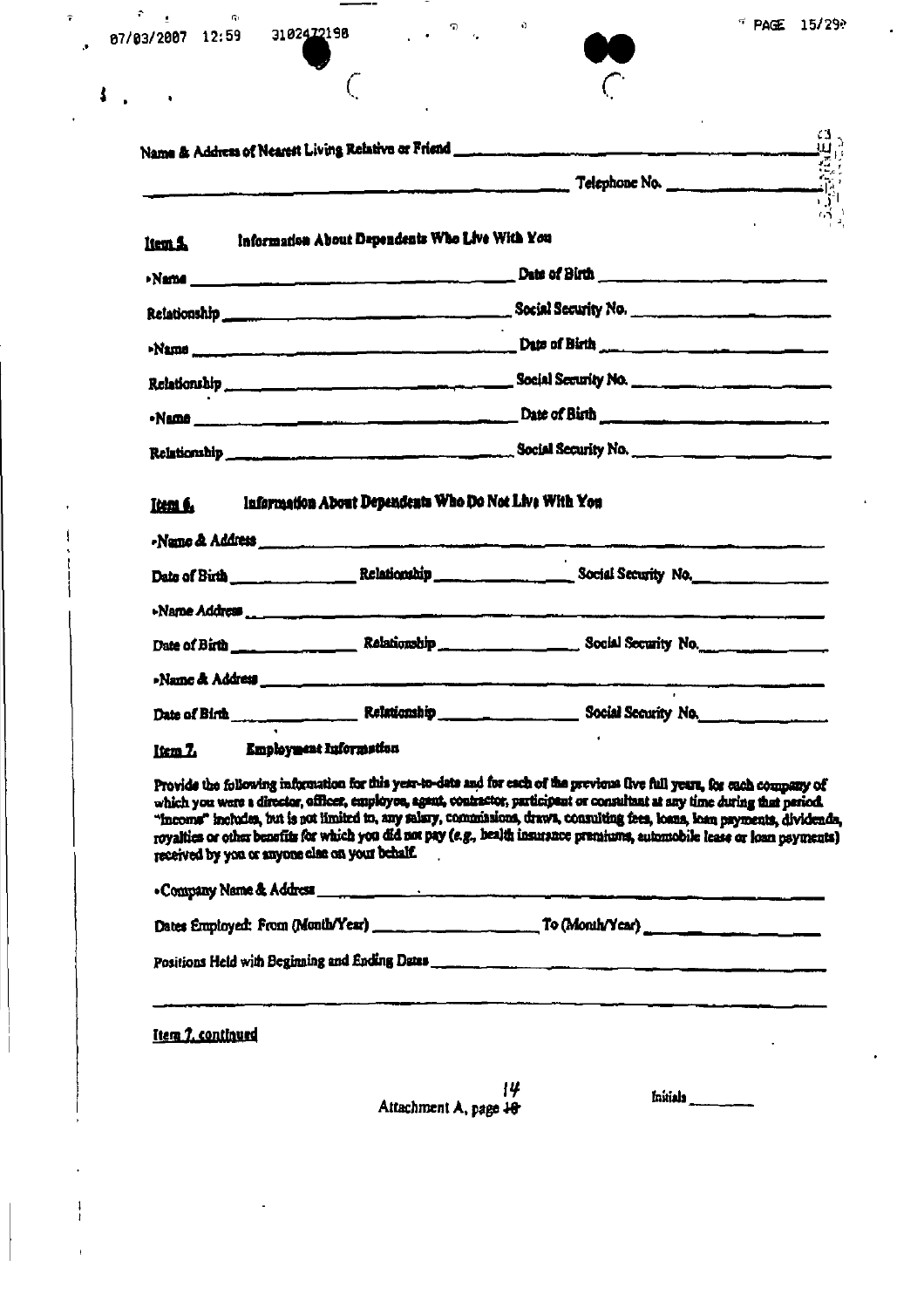Name & Address of Nearest Living Relative or Friend _______________________________

_______________________________ Telephone No. _______________

**Item 5. Information About Dependents Who Live With You**

•Name _______________________________ Date of Birth _______________

Relationship _______________________________ Social Security No. _______________

•Name _______________________________ Date of Birth _______________

Relationship _______________________________ Social Security No. _______________

•Name _______________________________ Date of Birth _______________

Relationship _______________________________ Social Security No. _______________

**Item 6. Information About Dependents Who Do Not Live With You**

•Name & Address _______________________________

Date of Birth _______________ Relationship _______________ Social Security No. _______________

•Name Address _______________________________

Date of Birth _______________ Relationship _______________ Social Security No. _______________

•Name & Address _______________________________

Date of Birth _______________ Relationship _______________ Social Security No. _______________

**Item 7. Employment Information**

Provide the following information for this year-to-date and for each of the previous five full years, for each company of which you were a director, officer, employee, agent, contractor, participant or consultant at any time during that period. "Income" includes, but is not limited to, any salary, commissions, draws, consulting fees, loans, loan payments, dividends, royalties or other benefits for which you did not pay (*e.g.*, health insurance premiums, automobile lease or loan payments) received by you or anyone else on your behalf.

•Company Name & Address _______________________________

Dates Employed: From (Month/Year) _______________ To (Month/Year) _______________

Positions Held with Beginning and Ending Dates _______________________________

_______________________________

Item 7, continued

Attachment A, page 14

Initials _______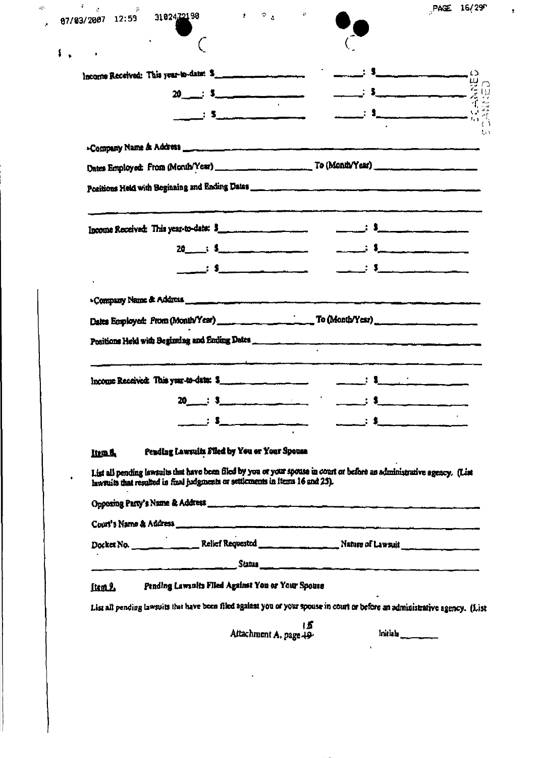Income Received: This year-to-date: $__________ ____: $__________

20____: $__________ ____: $__________

____: $__________ ____: $__________

▸Company Name & Address ______________________________________________

Dates Employed: From (Month/Year) ______________ To (Month/Year) ______________

Positions Held with Beginning and Ending Dates ______________________________________________

______________________________________________

Income Received: This year-to-date: $__________ ____: $__________

20____: $__________ ____: $__________

____: $__________ ____: $__________

▸Company Name & Address ______________________________________________

Dates Employed: From (Month/Year) ______________ To (Month/Year) ______________

Positions Held with Beginning and Ending Dates ______________________________________________

______________________________________________

Income Received: This year-to-date: $__________ ____: $__________

20____: $__________ ____: $__________

____: $__________ ____: $__________

**Item 8. Pending Lawsuits Filed by You or Your Spouse**

List all pending lawsuits that have been filed by you or your spouse in court or before an administrative agency. (List lawsuits that resulted in final judgments or settlements in Items 16 and 25).

Opposing Party's Name & Address ______________________________________________

Court's Name & Address ______________________________________________

Docket No. __________ Relief Requested __________ Nature of Lawsuit __________

______________ Status ______________________________

**Item 9. Pending Lawsuits Filed Against You or Your Spouse**

List all pending lawsuits that have been filed against you or your spouse in court or before an administrative agency. (List

Attachment A, page 15

Initials ______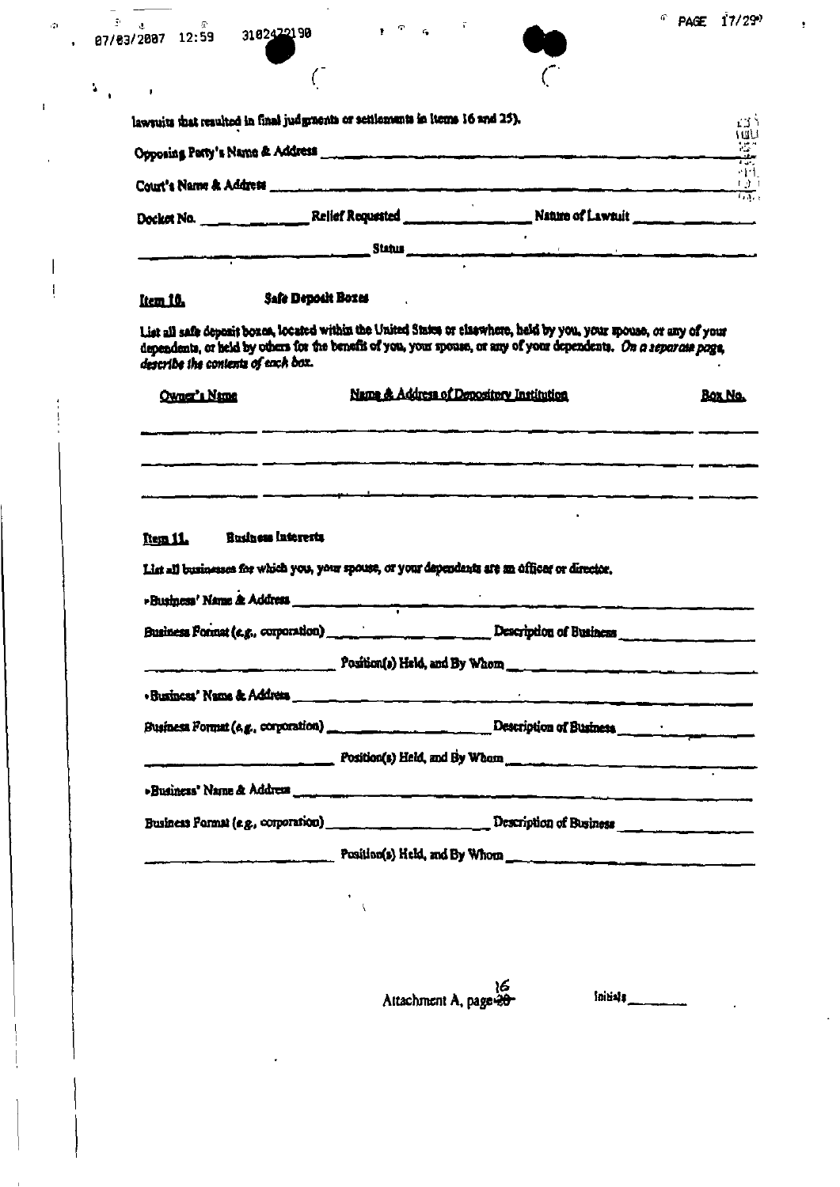lawsuits that resulted in final judgments or settlements in Items 16 and 25).

Opposing Party's Name & Address ____________________

Court's Name & Address ____________________

Docket No. __________ Relief Requested __________ Nature of Lawsuit __________

__________ Status __________

**Item 10. Safe Deposit Boxes**

List all safe deposit boxes, located within the United States or elsewhere, held by you, your spouse, or any of your dependents, or held by others for the benefit of you, your spouse, or any of your dependents. *On a separate page, describe the contents of each box.*

| Owner's Name | Name & Address of Depository Institution | Box No. |
|---|---|---|
| | | |
| | | |
| | | |

**Item 11. Business Interests**

List all businesses for which you, your spouse, or your dependents are an officer or director.

- Business' Name & Address ____________________

  Business Format (*e.g.*, corporation) __________ Description of Business __________

  __________ Position(s) Held, and By Whom __________

- Business' Name & Address ____________________

  Business Format (*e.g.*, corporation) __________ Description of Business __________

  __________ Position(s) Held, and By Whom __________

- Business' Name & Address ____________________

  Business Format (*e.g.*, corporation) __________ Description of Business __________

  __________ Position(s) Held, and By Whom __________

Attachment A, page 16

Initials ______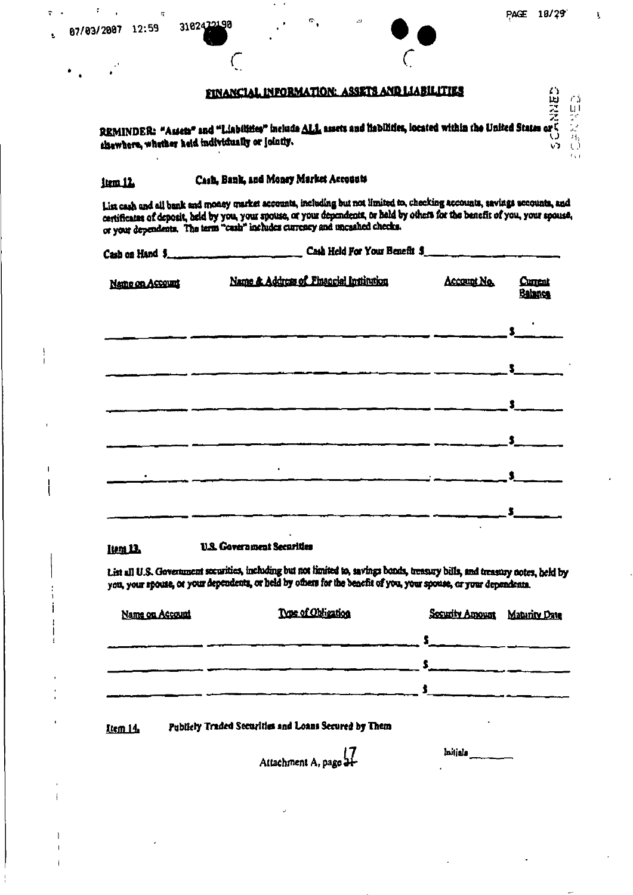## FINANCIAL INFORMATION: ASSETS AND LIABILITIES

**REMINDER: "Assets" and "Liabilities" include ALL assets and liabilities, located within the United States or elsewhere, whether held individually or jointly.**

### Item 12. Cash, Bank, and Money Market Accounts

List cash and all bank and money market accounts, including but not limited to, checking accounts, savings accounts, and certificates of deposit, held by you, your spouse, or your dependents, or held by others for the benefit of you, your spouse, or your dependents. The term "cash" includes currency and uncashed checks.

Cash on Hand $\_\_\_\_\_\_\_\_\_\_ Cash Held For Your Benefit $\_\_\_\_\_\_\_\_\_\_

| Name on Account | Name & Address of Financial Institution | Account No. | Current Balance |
|---|---|---|---|
| | | | $ |
| | | | $ |
| | | | $ |
| | | | $ |
| | | | $ |
| | | | $ |

### Item 13. U.S. Government Securities

List all U.S. Government securities, including but not limited to, savings bonds, treasury bills, and treasury notes, held by you, your spouse, or your dependents, or held by others for the benefit of you, your spouse, or your dependents.

| Name on Account | Type of Obligation | Security Amount | Maturity Date |
|---|---|---|---|
| | | $ | |
| | | $ | |
| | | $ | |

### Item 14. Publicly Traded Securities and Loans Secured by Them

Attachment A, page 17

Initials \_\_\_\_\_\_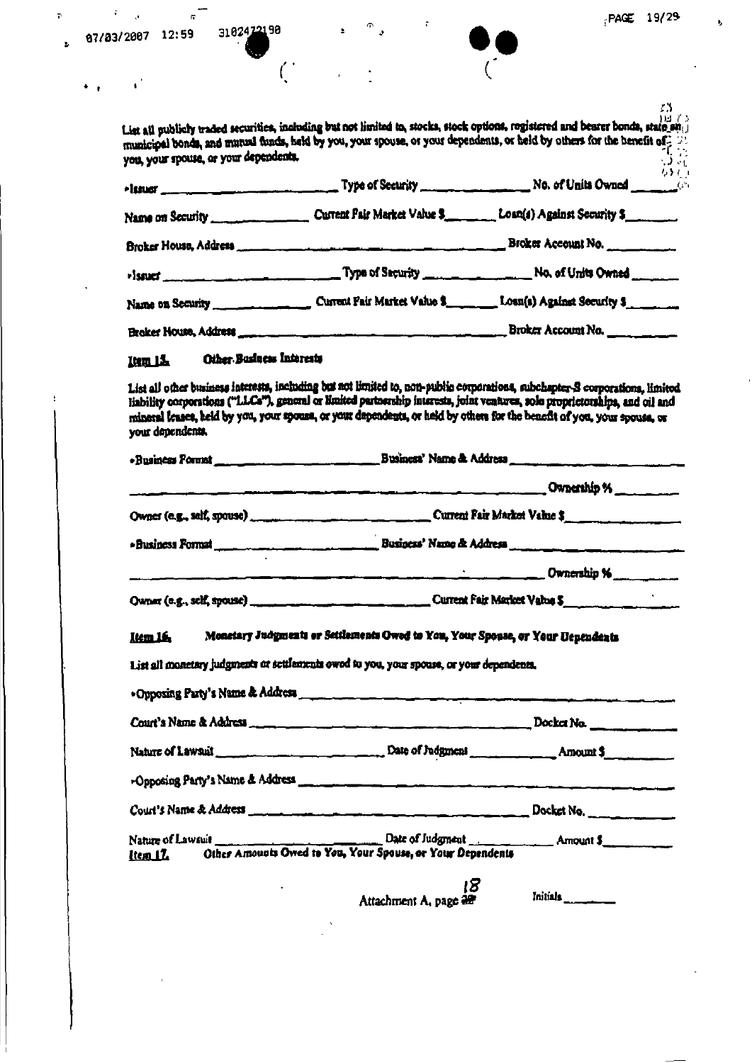List all publicly traded securities, including but not limited to, stocks, stock options, registered and bearer bonds, state and municipal bonds, and mutual funds, held by you, your spouse, or your dependents, or held by others for the benefit of you, your spouse, or your dependents.

•Issuer ______________________ Type of Security ______________ No. of Units Owned ______

Name on Security ______________ Current Fair Market Value $________ Loan(s) Against Security $________

Broker House, Address ______________________________________ Broker Account No. __________

•Issuer ______________________ Type of Security ______________ No. of Units Owned ______

Name on Security ______________ Current Fair Market Value $________ Loan(s) Against Security $________

Broker House, Address ______________________________________ Broker Account No. __________

**Item 15. Other Business Interests**

List all other business interests, including but not limited to, non-public corporations, subchapter-S corporations, limited liability corporations ("LLCs"), general or limited partnership interests, joint ventures, sole proprietorships, and oil and mineral leases, held by you, your spouse, or your dependents, or held by others for the benefit of you, your spouse, or your dependents.

•Business Format ______________________ Business' Name & Address ______________________

______________________________________________________ Ownership % ________

Owner (e.g., self, spouse) ______________________ Current Fair Market Value $______________

•Business Format ______________________ Business' Name & Address ______________________

______________________________________________________ Ownership % ________

Owner (e.g., self, spouse) ______________________ Current Fair Market Value $______________

**Item 16. Monetary Judgments or Settlements Owed to You, Your Spouse, or Your Dependents**

List all monetary judgments or settlements owed to you, your spouse, or your dependents.

•Opposing Party's Name & Address ______________________________________________

Court's Name & Address ______________________________________ Docket No. __________

Nature of Lawsuit ______________________ Date of Judgment ____________ Amount $________

•Opposing Party's Name & Address ______________________________________________

Court's Name & Address ______________________________________ Docket No. __________

Nature of Lawsuit ______________________ Date of Judgment ____________ Amount $________

**Item 17. Other Amounts Owed to You, Your Spouse, or Your Dependents**

Attachment A, page 18

Initials ________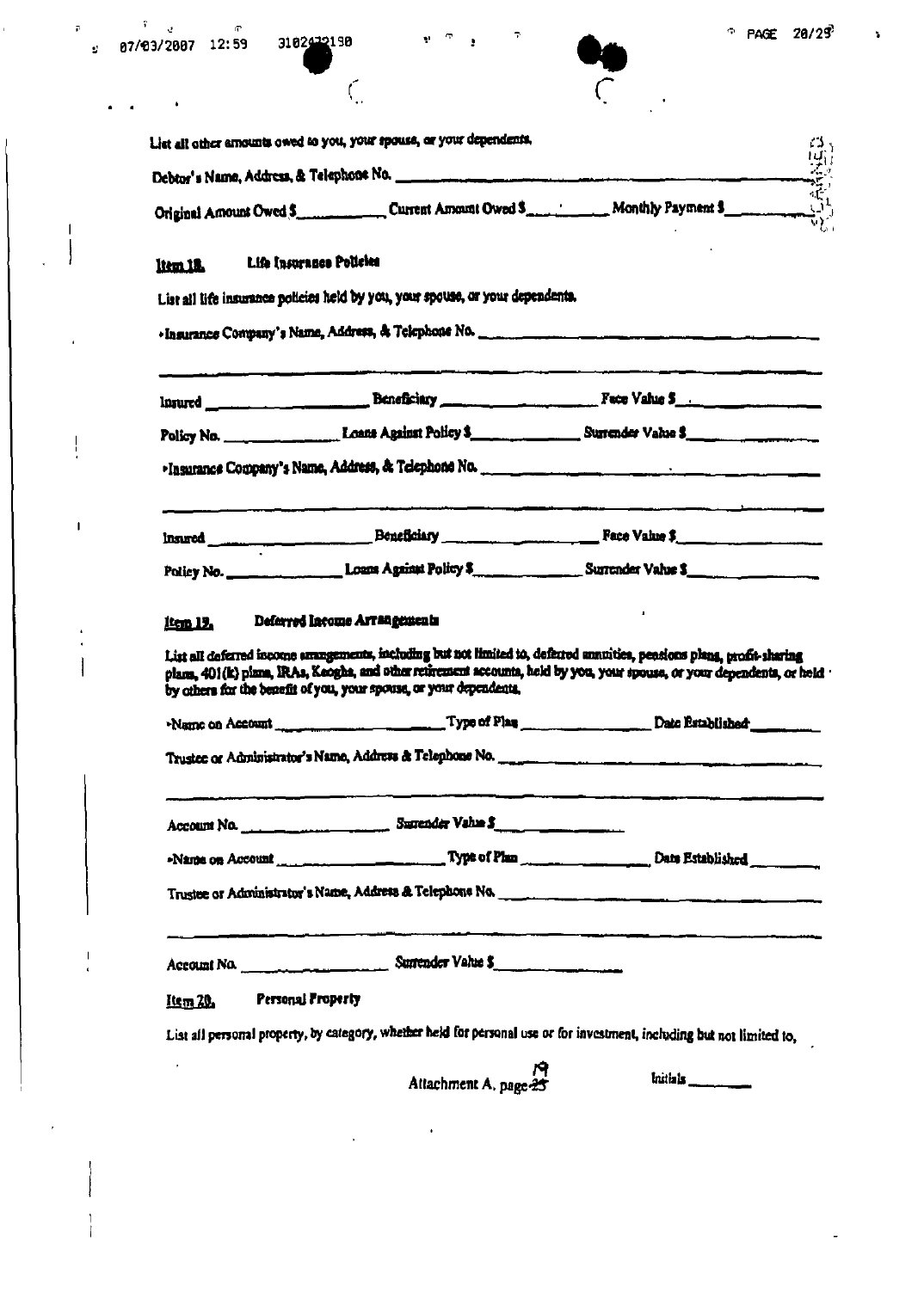List all other amounts owed to you, your spouse, or your dependents.

Debtor's Name, Address, & Telephone No. ______________________________

Original Amount Owed $__________ Current Amount Owed $__________ Monthly Payment $__________

**Item 18. Life Insurance Policies**

List all life insurance policies held by you, your spouse, or your dependents.

• Insurance Company's Name, Address, & Telephone No. ______________________________

______________________________

Insured ______________ Beneficiary ______________ Face Value $______________

Policy No. ______________ Loans Against Policy $______________ Surrender Value $______________

• Insurance Company's Name, Address, & Telephone No. ______________________________

______________________________

Insured ______________ Beneficiary ______________ Face Value $______________

Policy No. ______________ Loans Against Policy $______________ Surrender Value $______________

**Item 19. Deferred Income Arrangements**

List all deferred income arrangements, including but not limited to, deferred annuities, pensions plans, profit-sharing plans, 401(k) plans, IRAs, Keoghs, and other retirement accounts, held by you, your spouse, or your dependents, or held by others for the benefit of you, your spouse, or your dependents.

• Name on Account ______________ Type of Plan ______________ Date Established __________

Trustee or Administrator's Name, Address & Telephone No. ______________________________

______________________________

Account No. ______________ Surrender Value $______________

• Name on Account ______________ Type of Plan ______________ Date Established __________

Trustee or Administrator's Name, Address & Telephone No. ______________________________

______________________________

Account No. ______________ Surrender Value $______________

**Item 20. Personal Property**

List all personal property, by category, whether held for personal use or for investment, including but not limited to,

Attachment A, page 19

Initials ________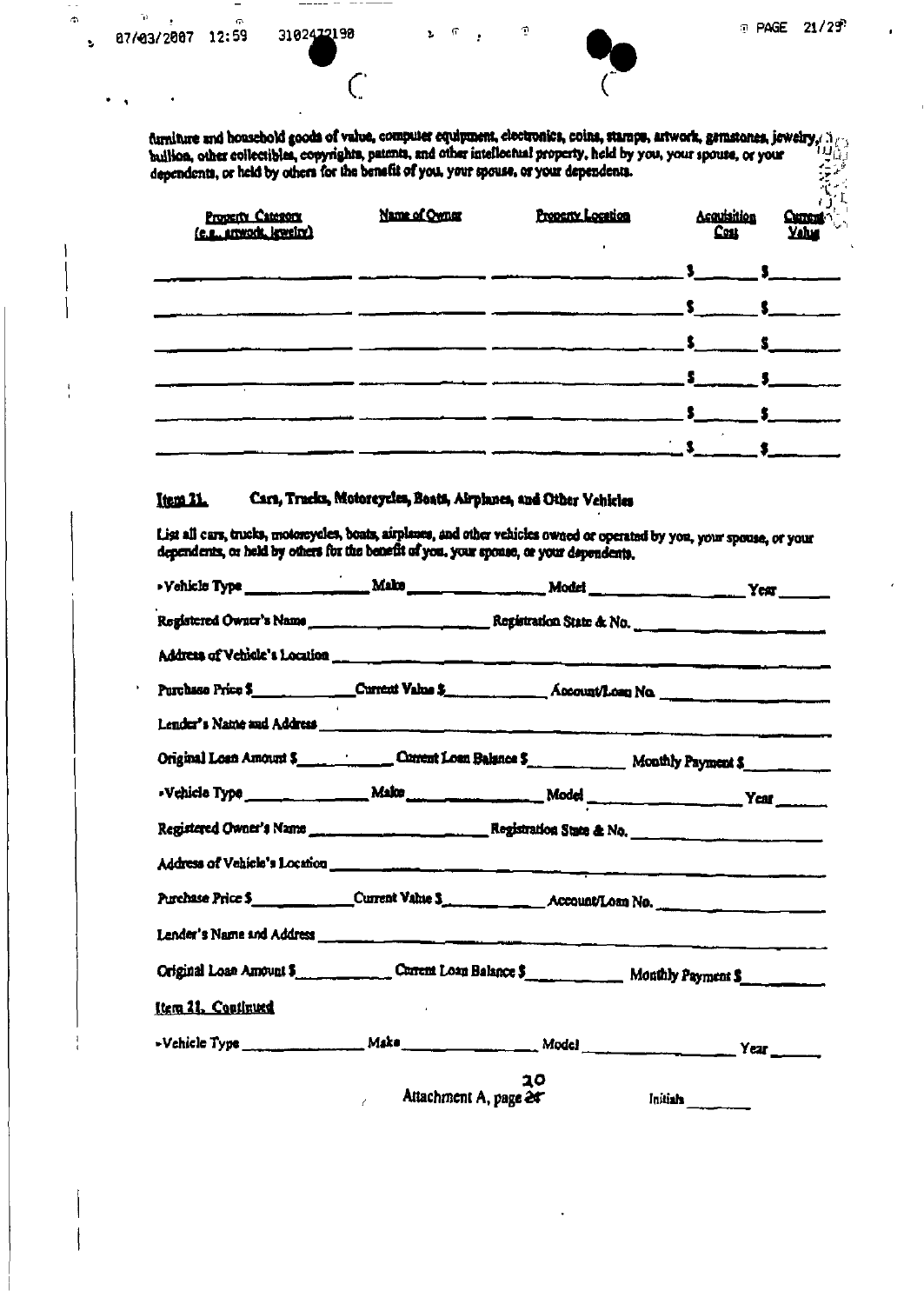furniture and household goods of value, computer equipment, electronics, coins, stamps, artwork, gemstones, jewelry, bullion, other collectibles, copyrights, patents, and other intellectual property, held by you, your spouse, or your dependents, or held by others for the benefit of you, your spouse, or your dependents.

| Property Category (e.g., artwork, jewelry) | Name of Owner | Property Location | Acquisition Cost | Current Value |
|---|---|---|---|---|
| | | | $ | $ |
| | | | $ | $ |
| | | | $ | $ |
| | | | $ | $ |
| | | | $ | $ |
| | | | $ | $ |

**Item 21. Cars, Trucks, Motorcycles, Boats, Airplanes, and Other Vehicles**

List all cars, trucks, motorcycles, boats, airplanes, and other vehicles owned or operated by you, your spouse, or your dependents, or held by others for the benefit of you, your spouse, or your dependents.

- Vehicle Type ______________ Make ______________ Model ______________ Year ______

Registered Owner's Name ______________ Registration State & No. ______________

Address of Vehicle's Location ______________

Purchase Price $ ______________ Current Value $ ______________ Account/Loan No. ______________

Lender's Name and Address ______________

Original Loan Amount $ ______________ Current Loan Balance $ ______________ Monthly Payment $ ______________

- Vehicle Type ______________ Make ______________ Model ______________ Year ______

Registered Owner's Name ______________ Registration State & No. ______________

Address of Vehicle's Location ______________

Purchase Price $ ______________ Current Value $ ______________ Account/Loan No. ______________

Lender's Name and Address ______________

Original Loan Amount $ ______________ Current Loan Balance $ ______________ Monthly Payment $ ______________

**Item 21. Continued**

- Vehicle Type ______________ Make ______________ Model ______________ Year ______

Attachment A, page 20

Initials ______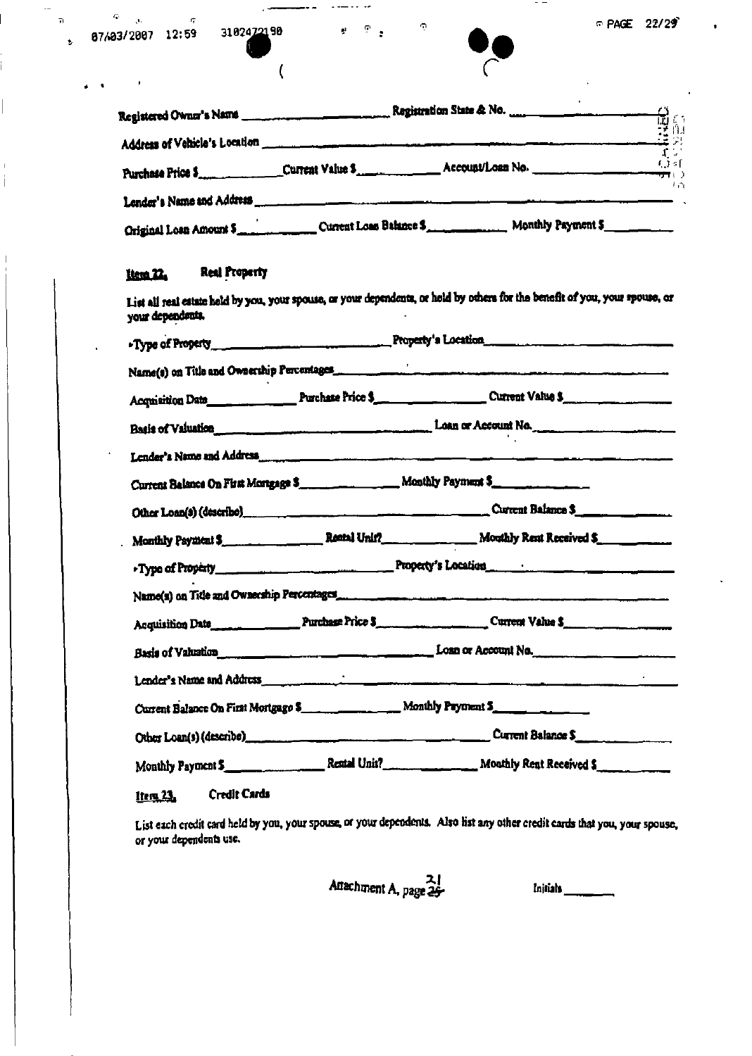Registered Owner's Name \_\_\_\_\_\_\_\_\_\_\_\_\_\_\_\_\_\_\_\_ Registration State & No. \_\_\_\_\_\_\_\_\_\_\_\_\_\_\_\_\_\_\_\_

Address of Vehicle's Location \_\_\_\_\_\_\_\_\_\_\_\_\_\_\_\_\_\_\_\_\_\_\_\_\_\_\_\_\_\_\_\_\_\_\_\_\_\_\_\_

Purchase Price $\_\_\_\_\_\_\_\_\_\_ Current Value $\_\_\_\_\_\_\_\_\_\_ Account/Loan No. \_\_\_\_\_\_\_\_\_\_\_\_\_\_\_\_

Lender's Name and Address \_\_\_\_\_\_\_\_\_\_\_\_\_\_\_\_\_\_\_\_\_\_\_\_\_\_\_\_\_\_\_\_\_\_\_\_\_\_\_\_

Original Loan Amount $\_\_\_\_\_\_\_\_\_\_ Current Loan Balance $\_\_\_\_\_\_\_\_\_\_ Monthly Payment $\_\_\_\_\_\_\_\_\_\_

**Item 22. Real Property**

List all real estate held by you, your spouse, or your dependents, or held by others for the benefit of you, your spouse, or your dependents.

›Type of Property\_\_\_\_\_\_\_\_\_\_\_\_\_\_\_\_\_\_\_\_ Property's Location\_\_\_\_\_\_\_\_\_\_\_\_\_\_\_\_\_\_\_\_

Name(s) on Title and Ownership Percentages\_\_\_\_\_\_\_\_\_\_\_\_\_\_\_\_\_\_\_\_\_\_\_\_\_\_\_\_\_\_\_\_\_\_\_\_\_\_\_\_

Acquisition Date\_\_\_\_\_\_\_\_\_\_ Purchase Price $\_\_\_\_\_\_\_\_\_\_ Current Value $\_\_\_\_\_\_\_\_\_\_

Basis of Valuation\_\_\_\_\_\_\_\_\_\_\_\_\_\_\_\_\_\_\_\_ Loan or Account No.\_\_\_\_\_\_\_\_\_\_\_\_\_\_\_\_\_\_\_\_

Lender's Name and Address\_\_\_\_\_\_\_\_\_\_\_\_\_\_\_\_\_\_\_\_\_\_\_\_\_\_\_\_\_\_\_\_\_\_\_\_\_\_\_\_

Current Balance On First Mortgage $\_\_\_\_\_\_\_\_\_\_ Monthly Payment $\_\_\_\_\_\_\_\_\_\_

Other Loan(s) (describe)\_\_\_\_\_\_\_\_\_\_\_\_\_\_\_\_\_\_\_\_ Current Balance $\_\_\_\_\_\_\_\_\_\_

Monthly Payment $\_\_\_\_\_\_\_\_\_\_ Rental Unit?\_\_\_\_\_\_\_\_\_\_ Monthly Rent Received $\_\_\_\_\_\_\_\_\_\_

›Type of Property\_\_\_\_\_\_\_\_\_\_\_\_\_\_\_\_\_\_\_\_ Property's Location\_\_\_\_\_\_\_\_\_\_\_\_\_\_\_\_\_\_\_\_

Name(s) on Title and Ownership Percentages\_\_\_\_\_\_\_\_\_\_\_\_\_\_\_\_\_\_\_\_\_\_\_\_\_\_\_\_\_\_\_\_\_\_\_\_\_\_\_\_

Acquisition Date\_\_\_\_\_\_\_\_\_\_ Purchase Price $\_\_\_\_\_\_\_\_\_\_ Current Value $\_\_\_\_\_\_\_\_\_\_

Basis of Valuation\_\_\_\_\_\_\_\_\_\_\_\_\_\_\_\_\_\_\_\_ Loan or Account No.\_\_\_\_\_\_\_\_\_\_\_\_\_\_\_\_\_\_\_\_

Lender's Name and Address\_\_\_\_\_\_\_\_\_\_\_\_\_\_\_\_\_\_\_\_\_\_\_\_\_\_\_\_\_\_\_\_\_\_\_\_\_\_\_\_

Current Balance On First Mortgage $\_\_\_\_\_\_\_\_\_\_ Monthly Payment $\_\_\_\_\_\_\_\_\_\_

Other Loan(s) (describe)\_\_\_\_\_\_\_\_\_\_\_\_\_\_\_\_\_\_\_\_ Current Balance $\_\_\_\_\_\_\_\_\_\_

Monthly Payment $\_\_\_\_\_\_\_\_\_\_ Rental Unit?\_\_\_\_\_\_\_\_\_\_ Monthly Rent Received $\_\_\_\_\_\_\_\_\_\_

**Item 23. Credit Cards**

List each credit card held by you, your spouse, or your dependents. Also list any other credit cards that you, your spouse, or your dependents use.

Attachment A, page 21 Initials \_\_\_\_\_\_\_\_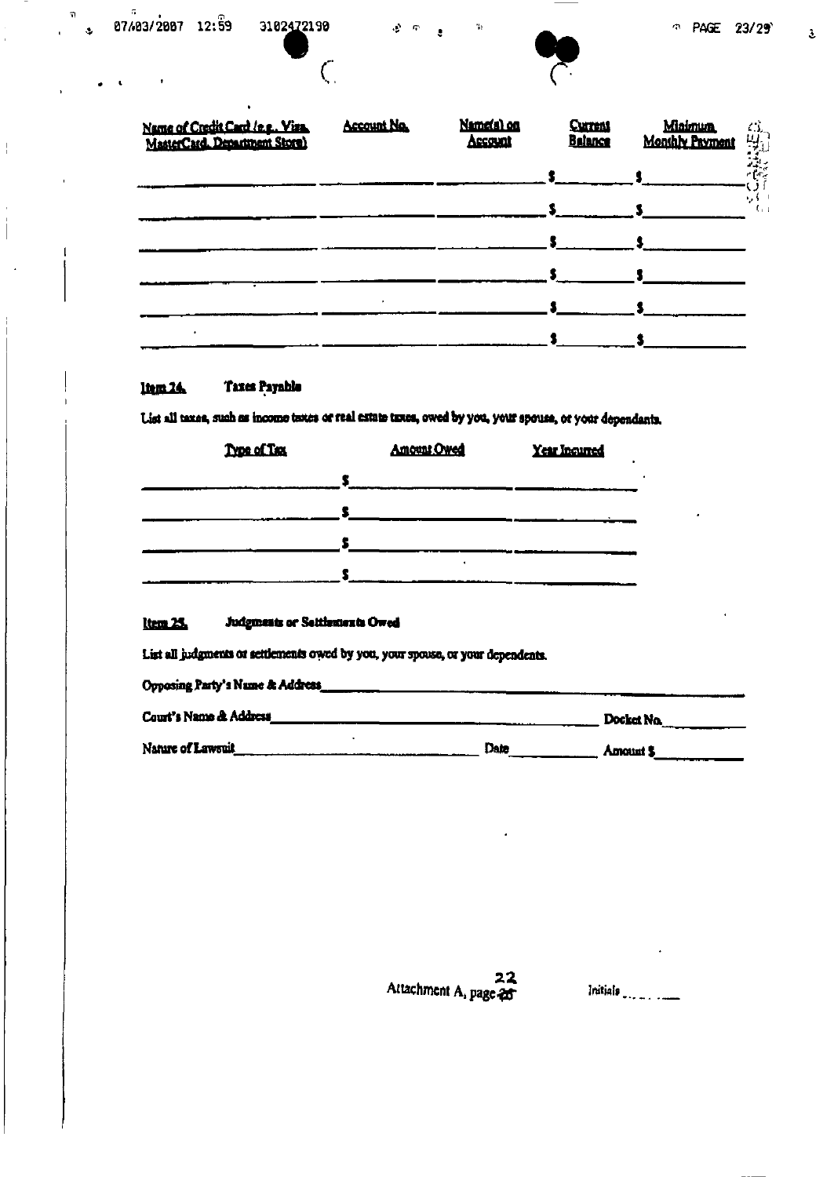| Name of Credit Card (e.g., Visa, MasterCard, Department Store) | Account No. | Name(s) on Account | Current Balance | Minimum Monthly Payment |
|---|---|---|---|---|
| | | | $ | $ |
| | | | $ | $ |
| | | | $ | $ |
| | | | $ | $ |
| | | | $ | $ |
| | | | $ | $ |

**Item 24. Taxes Payable**

List all taxes, such as income taxes or real estate taxes, owed by you, your spouse, or your dependants.

| Type of Tax | Amount Owed | Year Incurred |
|---|---|---|
| | $ | |
| | $ | |
| | $ | |
| | $ | |

**Item 25. Judgments or Settlements Owed**

List all judgments or settlements owed by you, your spouse, or your dependants.

Opposing Party's Name & Address _______________

Court's Name & Address _______________ Docket No. _______

Nature of Lawsuit _______________ Date _______ Amount $ _______

Attachment A, page 22

Initials _______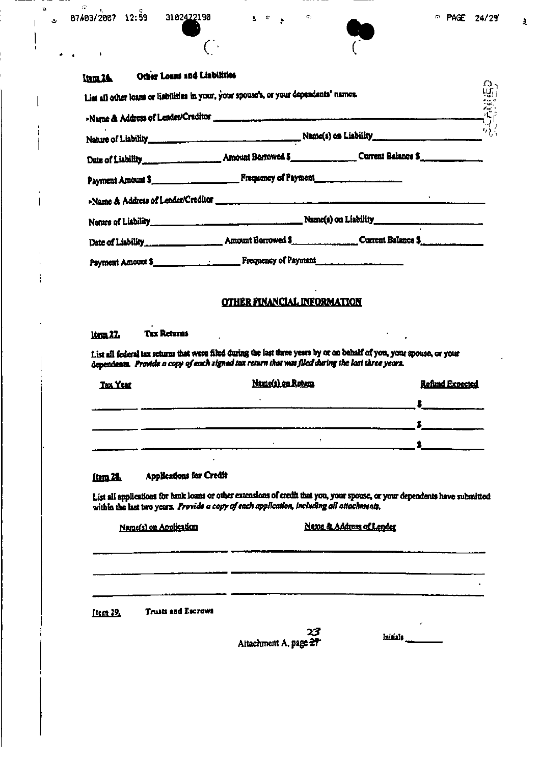**Item 26. Other Loans and Liabilities**

List all other loans or liabilities in your, your spouse's, or your dependents' names.

- Name & Address of Lender/Creditor ______________________________

Nature of Liability ______________________ Name(s) on Liability ______________________

Date of Liability ______________ Amount Borrowed $ ____________ Current Balance $ ____________

Payment Amount $ ______________ Frequency of Payment ______________

- Name & Address of Lender/Creditor ______________________________

Nature of Liability ______________________ Name(s) on Liability ______________________

Date of Liability ______________ Amount Borrowed $ ____________ Current Balance $ ____________

Payment Amount $ ______________ Frequency of Payment ______________

## OTHER FINANCIAL INFORMATION

**Item 27. Tax Returns**

List all federal tax returns that were filed during the last three years by or on behalf of you, your spouse, or your dependents. *Provide a copy of each signed tax return that was filed during the last three years.*

| Tax Year | Name(s) on Return | Refund Expected |
|---|---|---|
| | | $ |
| | | $ |
| | | $ |

**Item 28. Applications for Credit**

List all applications for bank loans or other extensions of credit that you, your spouse, or your dependents have submitted within the last two years. *Provide a copy of each application, including all attachments.*

| Name(s) on Application | Name & Address of Lender |
|---|---|
| | |
| | |
| | |

**Item 29. Trusts and Escrows**

Attachment A, page ~~27~~ 23

Initials ________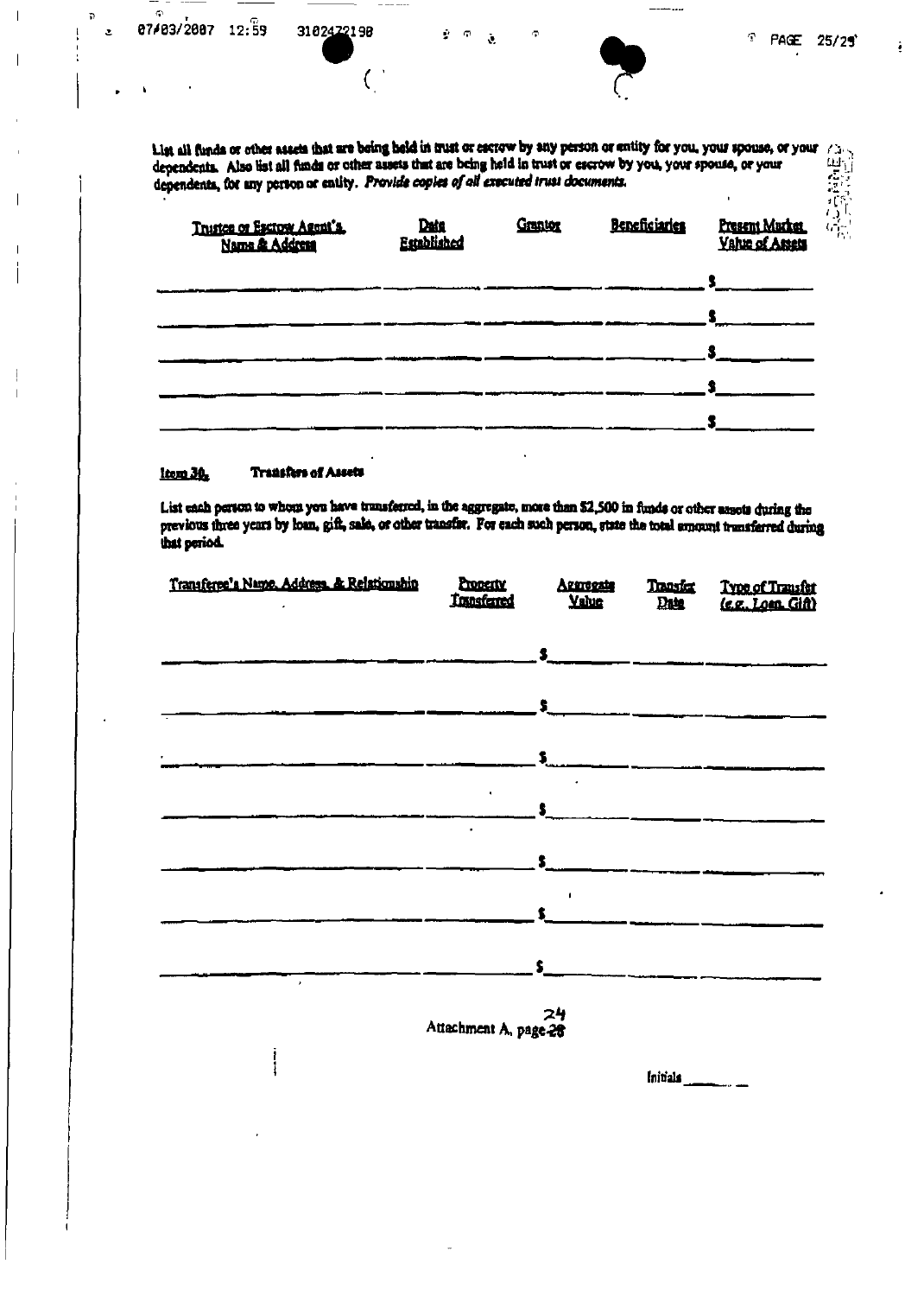List all funds or other assets that are being held in trust or escrow by any person or entity for you, your spouse, or your dependents. Also list all funds or other assets that are being held in trust or escrow by you, your spouse, or your dependents, for any person or entity. *Provide copies of all executed trust documents.*

| Trustee or Escrow Agent's Name & Address | Date Established | Grantor | Beneficiaries | Present Market Value of Assets |
|---|---|---|---|---|
| | | | | $ |
| | | | | $ |
| | | | | $ |
| | | | | $ |
| | | | | $ |

**Item 30. Transfers of Assets**

List each person to whom you have transferred, in the aggregate, more than $2,500 in funds or other assets during the previous three years by loan, gift, sale, or other transfer. For each such person, state the total amount transferred during that period.

| Transferee's Name, Address, & Relationship | Property Transferred | Aggregate Value | Transfer Date | Type of Transfer (e.g. Loan, Gift) |
|---|---|---|---|---|
| | | $ | | |
| | | $ | | |
| | | $ | | |
| | | $ | | |
| | | $ | | |
| | | $ | | |
| | | $ | | |

Attachment A, page 24

Initials ______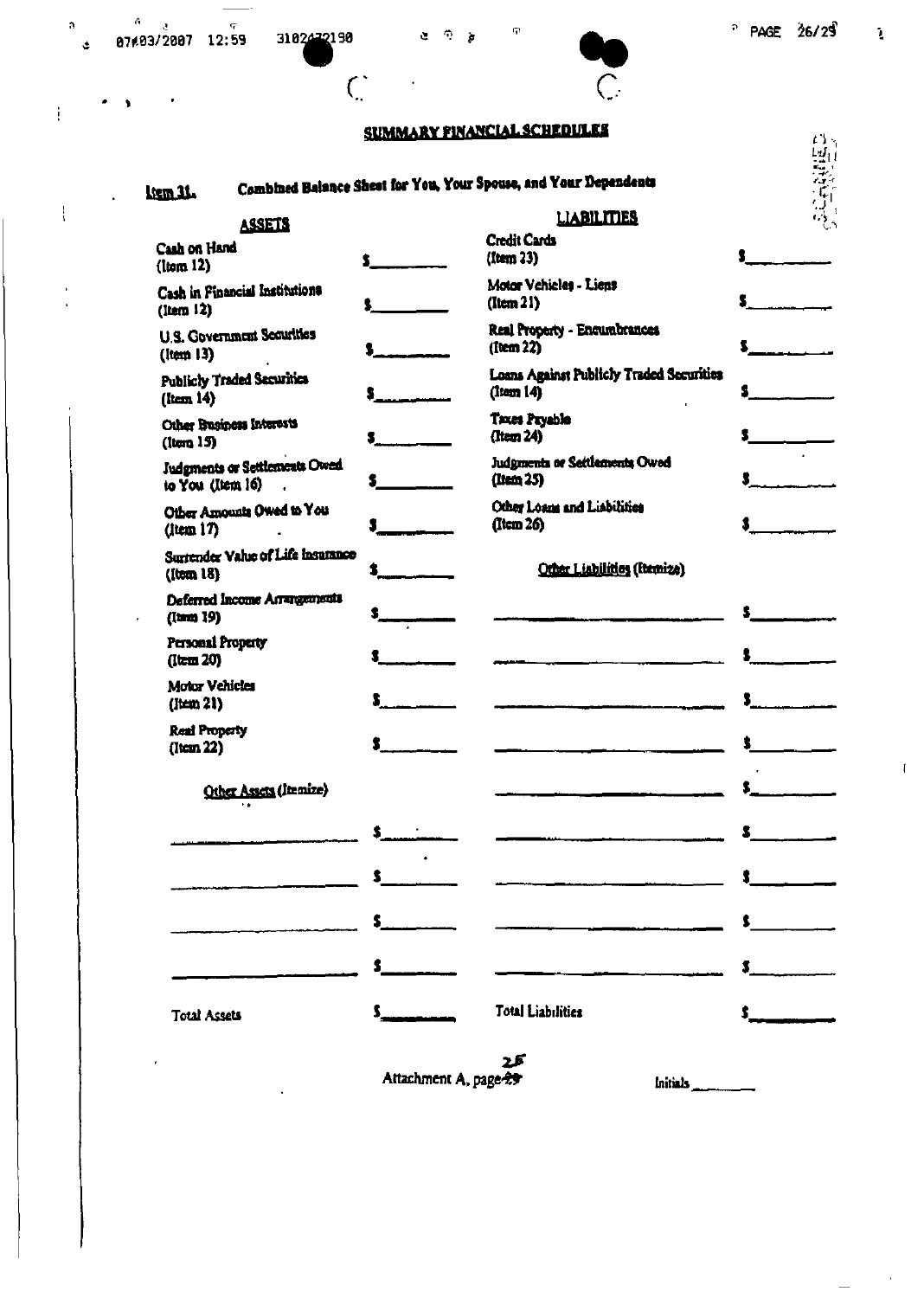## SUMMARY FINANCIAL SCHEDULES

**Item 31.** **Combined Balance Sheet for You, Your Spouse, and Your Dependents**

| ASSETS | | LIABILITIES | |
|---|---|---|---|
| Cash on Hand (Item 12) | $ | Credit Cards (Item 23) | $ |
| Cash in Financial Institutions (Item 12) | $ | Motor Vehicles - Liens (Item 21) | $ |
| U.S. Government Securities (Item 13) | $ | Real Property - Encumbrances (Item 22) | $ |
| Publicly Traded Securities (Item 14) | $ | Loans Against Publicly Traded Securities (Item 14) | $ |
| Other Business Interests (Item 15) | $ | Taxes Payable (Item 24) | $ |
| Judgments or Settlements Owed to You (Item 16) | $ | Judgments or Settlements Owed (Item 25) | $ |
| Other Amounts Owed to You (Item 17) | $ | Other Loans and Liabilities (Item 26) | $ |
| Surrender Value of Life Insurance (Item 18) | $ | Other Liabilities (Itemize) | |
| Deferred Income Arrangements (Item 19) | $ | | $ |
| Personal Property (Item 20) | $ | | $ |
| Motor Vehicles (Item 21) | $ | | $ |
| Real Property (Item 22) | $ | | $ |
| Other Assets (Itemize) | | | $ |
| | $ | | $ |
| | $ | | $ |
| | $ | | $ |
| | $ | | $ |
| Total Assets | $ | Total Liabilities | $ |

Attachment A, page 25

Initials ________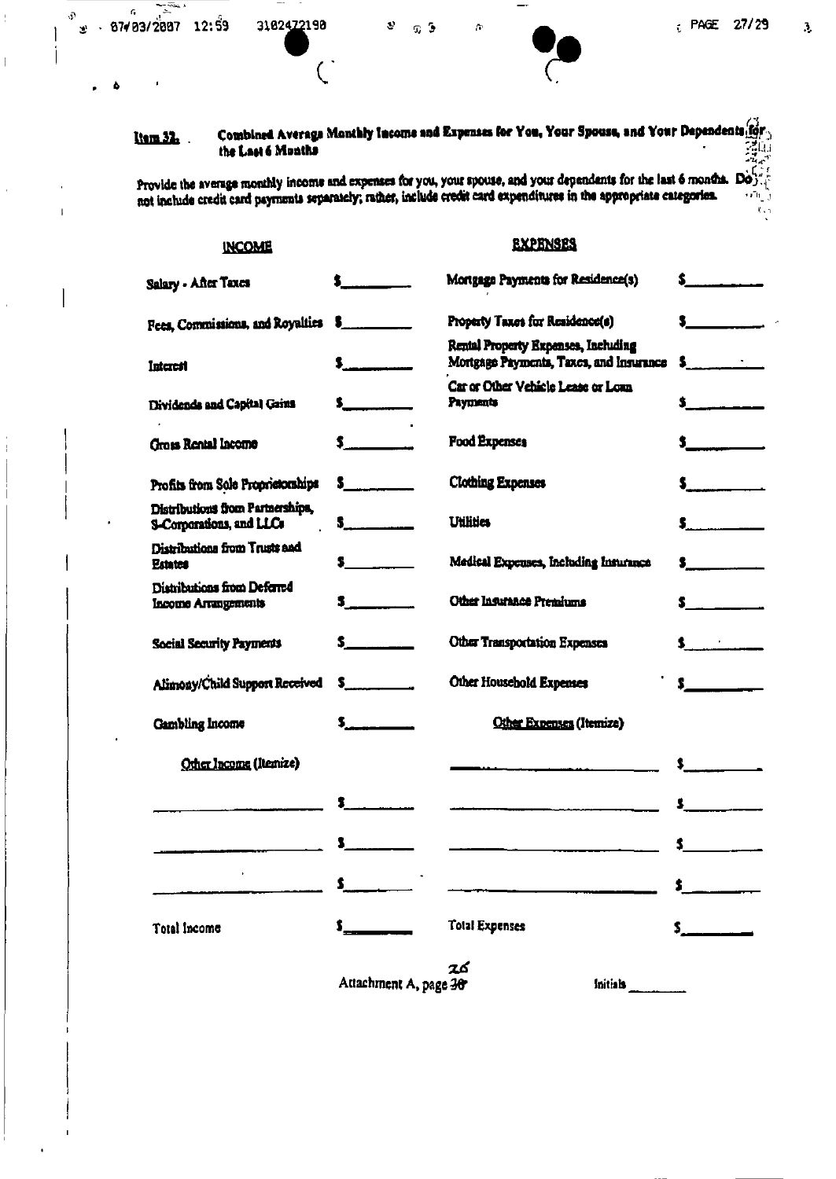**Item 32.** **Combined Average Monthly Income and Expenses for You, Your Spouse, and Your Dependents for the Last 6 Months**

Provide the average monthly income and expenses for you, your spouse, and your dependents for the last 6 months. Do not include credit card payments separately; rather, include credit card expenditures in the appropriate categories.

| INCOME | | EXPENSES | |
|---|---|---|---|
| Salary - After Taxes | $______ | Mortgage Payments for Residence(s) | $______ |
| Fees, Commissions, and Royalties | $______ | Property Taxes for Residence(s) | $______ |
| Interest | $______ | Rental Property Expenses, Including Mortgage Payments, Taxes, and Insurance | $______ |
| Dividends and Capital Gains | $______ | Car or Other Vehicle Lease or Loan Payments | $______ |
| Gross Rental Income | $______ | Food Expenses | $______ |
| Profits from Sole Proprietorships | $______ | Clothing Expenses | $______ |
| Distributions from Partnerships, S-Corporations, and LLCs | $______ | Utilities | $______ |
| Distributions from Trusts and Estates | $______ | Medical Expenses, Including Insurance | $______ |
| Distributions from Deferred Income Arrangements | $______ | Other Insurance Premiums | $______ |
| Social Security Payments | $______ | Other Transportation Expenses | $______ |
| Alimony/Child Support Received | $______ | Other Household Expenses | $______ |
| Gambling Income | $______ | Other Expenses (Itemize) | |
| Other Income (Itemize) | | ______ | $______ |
| ______ | $______ | ______ | $______ |
| ______ | $______ | ______ | $______ |
| ______ | $______ | ______ | $______ |
| Total Income | $______ | Total Expenses | $______ |

Attachment A, page 26

Initials ______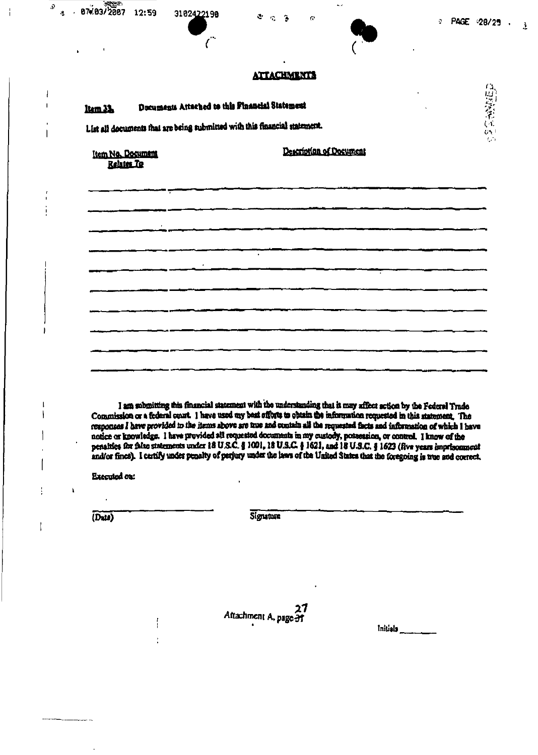## ATTACHMENTS

**Item 33.** **Documents Attached to this Financial Statement**

List all documents that are being submitted with this financial statement.

| Item No. Document Relates To | Description of Document |
|---|---|
| | |
| | |
| | |
| | |
| | |
| | |
| | |
| | |
| | |
| | |

I am submitting this financial statement with the understanding that it may affect action by the Federal Trade Commission or a federal court. I have used my best efforts to obtain the information requested in this statement. The responses I have provided to the items above are true and contain all the requested facts and information of which I have notice or knowledge. I have provided all requested documents in my custody, possession, or control. I know of the penalties for false statements under 18 U.S.C. § 1001, 18 U.S.C. § 1621, and 18 U.S.C. § 1623 (five years imprisonment and/or fines). I certify under penalty of perjury under the laws of the United States that the foregoing is true and correct.

Executed on:

_______________________ (Date)

_______________________ Signature

Attachment A, page 27

Initials ________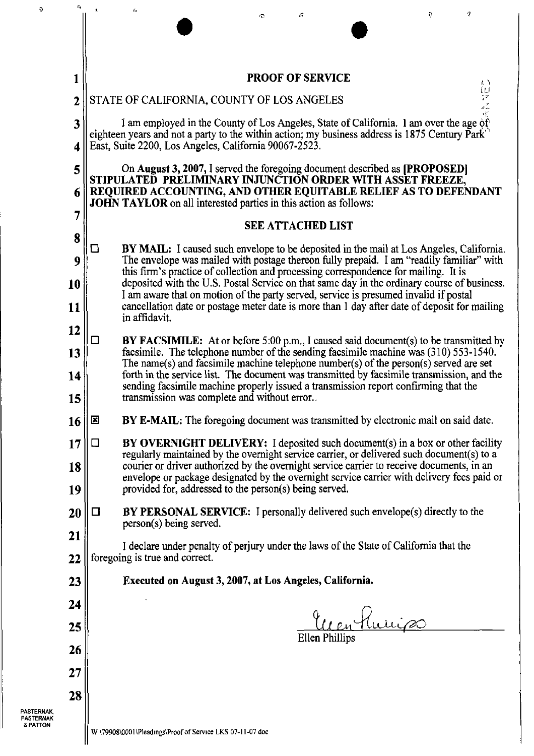# PROOF OF SERVICE

STATE OF CALIFORNIA, COUNTY OF LOS ANGELES

I am employed in the County of Los Angeles, State of California. I am over the age of eighteen years and not a party to the within action; my business address is 1875 Century Park East, Suite 2200, Los Angeles, California 90067-2523.

On **August 3, 2007**, I served the foregoing document described as **[PROPOSED] STIPULATED PRELIMINARY INJUNCTION ORDER WITH ASSET FREEZE, REQUIRED ACCOUNTING, AND OTHER EQUITABLE RELIEF AS TO DEFENDANT JOHN TAYLOR** on all interested parties in this action as follows:

**SEE ATTACHED LIST**

☐ **BY MAIL:** I caused such envelope to be deposited in the mail at Los Angeles, California. The envelope was mailed with postage thereon fully prepaid. I am "readily familiar" with this firm's practice of collection and processing correspondence for mailing. It is deposited with the U.S. Postal Service on that same day in the ordinary course of business. I am aware that on motion of the party served, service is presumed invalid if postal cancellation date or postage meter date is more than 1 day after date of deposit for mailing in affidavit.

☐ **BY FACSIMILE:** At or before 5:00 p.m., I caused said document(s) to be transmitted by facsimile. The telephone number of the sending facsimile machine was (310) 553-1540. The name(s) and facsimile machine telephone number(s) of the person(s) served are set forth in the service list. The document was transmitted by facsimile transmission, and the sending facsimile machine properly issued a transmission report confirming that the transmission was complete and without error..

☒ **BY E-MAIL:** The foregoing document was transmitted by electronic mail on said date.

☐ **BY OVERNIGHT DELIVERY:** I deposited such document(s) in a box or other facility regularly maintained by the overnight service carrier, or delivered such document(s) to a courier or driver authorized by the overnight service carrier to receive documents, in an envelope or package designated by the overnight service carrier with delivery fees paid or provided for, addressed to the person(s) being served.

☐ **BY PERSONAL SERVICE:** I personally delivered such envelope(s) directly to the person(s) being served.

I declare under penalty of perjury under the laws of the State of California that the foregoing is true and correct.

**Executed on August 3, 2007, at Los Angeles, California.**

Ellen Phillips

PASTERNAK, PASTERNAK & PATTON

W \79908\0001\Pleadings\Proof of Service LKS 07-11-07 doc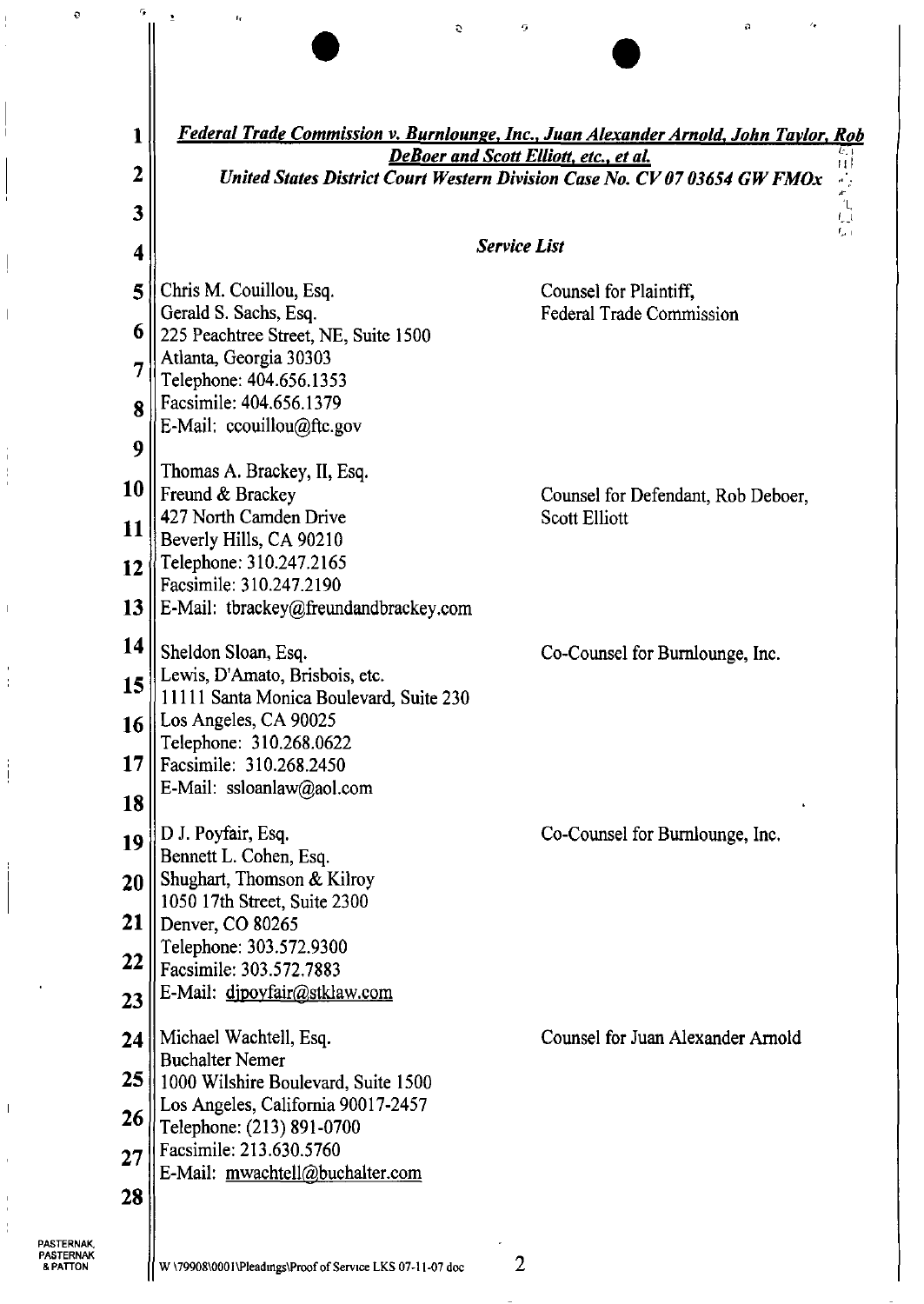***Federal Trade Commission v. Burnlounge, Inc., Juan Alexander Arnold, John Taylor, Rob DeBoer and Scott Elliott, etc., et al.***
***United States District Court Western Division Case No. CV 07 03654 GW FMOx***

*Service List*

| | |
|---|---|
| Chris M. Couillou, Esq.<br>Gerald S. Sachs, Esq.<br>225 Peachtree Street, NE, Suite 1500<br>Atlanta, Georgia 30303<br>Telephone: 404.656.1353<br>Facsimile: 404.656.1379<br>E-Mail: ccouillou@ftc.gov | Counsel for Plaintiff,<br>Federal Trade Commission |
| Thomas A. Brackey, II, Esq.<br>Freund & Brackey<br>427 North Camden Drive<br>Beverly Hills, CA 90210<br>Telephone: 310.247.2165<br>Facsimile: 310.247.2190<br>E-Mail: tbrackey@freundandbrackey.com | Counsel for Defendant, Rob Deboer, Scott Elliott |
| Sheldon Sloan, Esq.<br>Lewis, D'Amato, Brisbois, etc.<br>11111 Santa Monica Boulevard, Suite 230<br>Los Angeles, CA 90025<br>Telephone: 310.268.0622<br>Facsimile: 310.268.2450<br>E-Mail: ssloanlaw@aol.com | Co-Counsel for Burnlounge, Inc. |
| D J. Poyfair, Esq.<br>Bennett L. Cohen, Esq.<br>Shughart, Thomson & Kilroy<br>1050 17th Street, Suite 2300<br>Denver, CO 80265<br>Telephone: 303.572.9300<br>Facsimile: 303.572.7883<br>E-Mail: djpoyfair@stklaw.com | Co-Counsel for Burnlounge, Inc. |
| Michael Wachtell, Esq.<br>Buchalter Nemer<br>1000 Wilshire Boulevard, Suite 1500<br>Los Angeles, California 90017-2457<br>Telephone: (213) 891-0700<br>Facsimile: 213.630.5760<br>E-Mail: mwachtell@buchalter.com | Counsel for Juan Alexander Arnold |

W \79908\0001\Pleadings\Proof of Service LKS 07-11-07 doc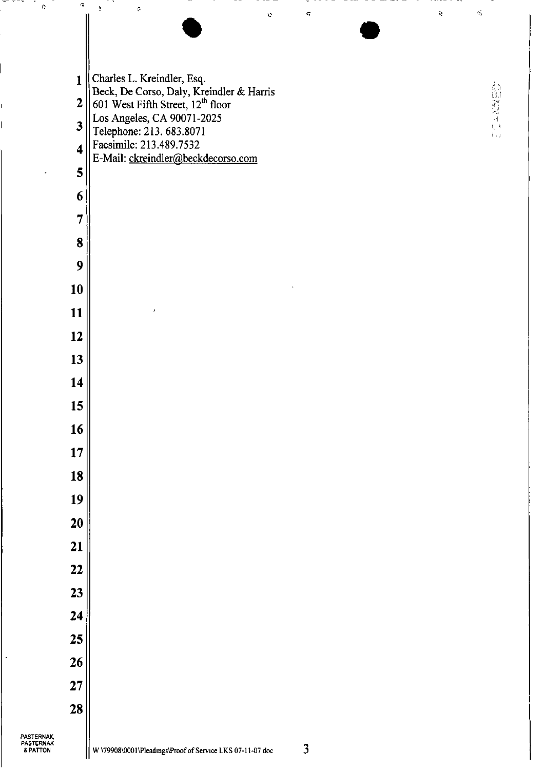Charles L. Kreindler, Esq.
Beck, De Corso, Daly, Kreindler & Harris
601 West Fifth Street, 12th floor
Los Angeles, CA 90071-2025
Telephone: 213. 683.8071
Facsimile: 213.489.7532
E-Mail: ckreindler@beckdecorso.com